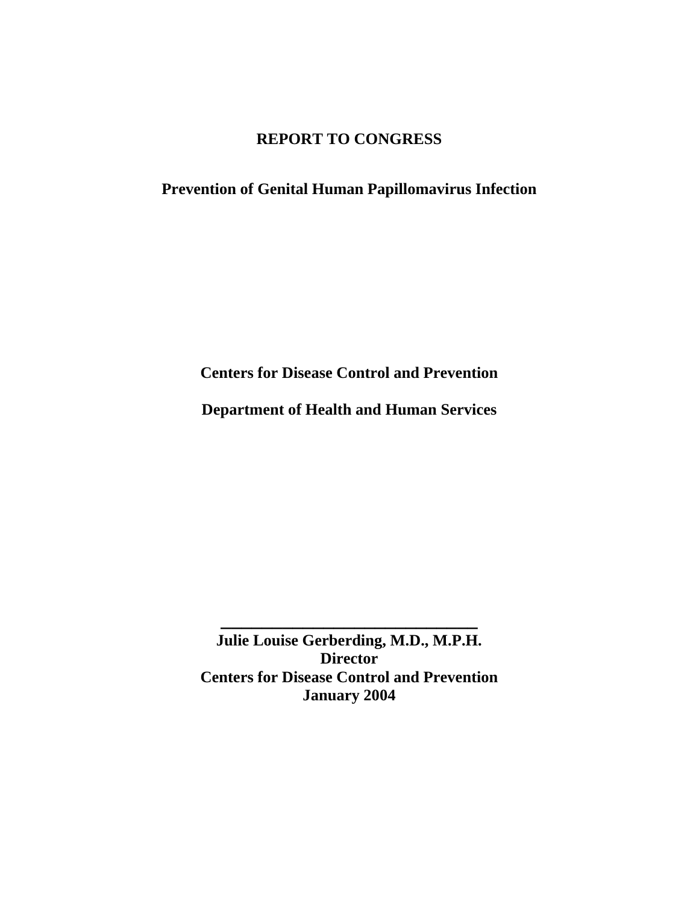# REPORT TO CONGRESS

## Prevention of Genital Human Papillomavirus Infection

**Centers for Disease Control and Prevention**

**Department of Health and Human Services**

\_\_\_\_\_\_\_\_\_\_\_\_\_\_\_\_\_\_\_\_\_\_\_\_\_\_\_\_\_\_\_\_

**Julie Louise Gerberding, M.D., M.P.H.**
**Director**
**Centers for Disease Control and Prevention**
**January 2004**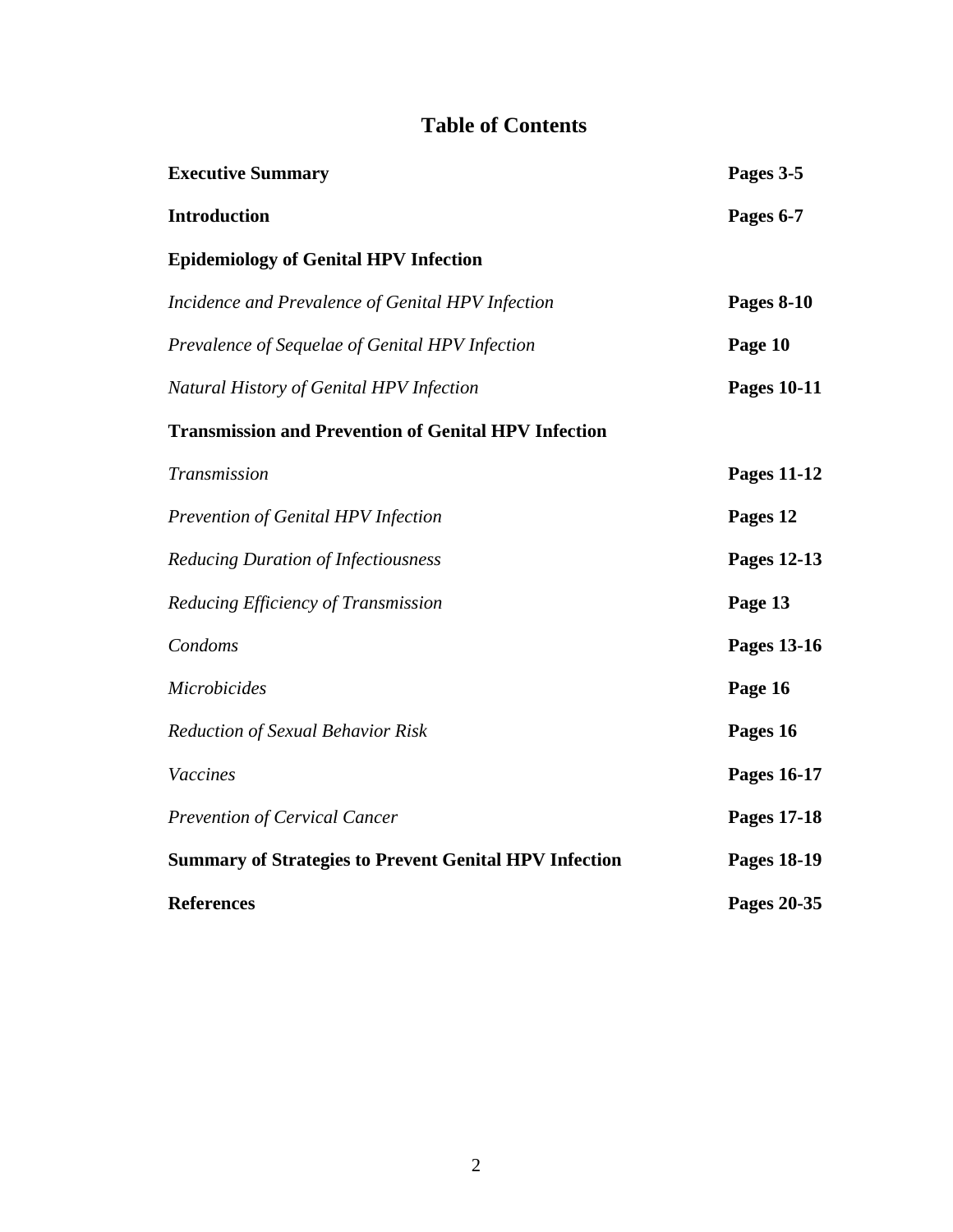# Table of Contents

| | |
|---|---|
| **Executive Summary** | **Pages 3-5** |
| **Introduction** | **Pages 6-7** |
| **Epidemiology of Genital HPV Infection** | |
| *Incidence and Prevalence of Genital HPV Infection* | **Pages 8-10** |
| *Prevalence of Sequelae of Genital HPV Infection* | **Page 10** |
| *Natural History of Genital HPV Infection* | **Pages 10-11** |
| **Transmission and Prevention of Genital HPV Infection** | |
| *Transmission* | **Pages 11-12** |
| *Prevention of Genital HPV Infection* | **Pages 12** |
| *Reducing Duration of Infectiousness* | **Pages 12-13** |
| *Reducing Efficiency of Transmission* | **Page 13** |
| *Condoms* | **Pages 13-16** |
| *Microbicides* | **Page 16** |
| *Reduction of Sexual Behavior Risk* | **Pages 16** |
| *Vaccines* | **Pages 16-17** |
| *Prevention of Cervical Cancer* | **Pages 17-18** |
| **Summary of Strategies to Prevent Genital HPV Infection** | **Pages 18-19** |
| **References** | **Pages 20-35** |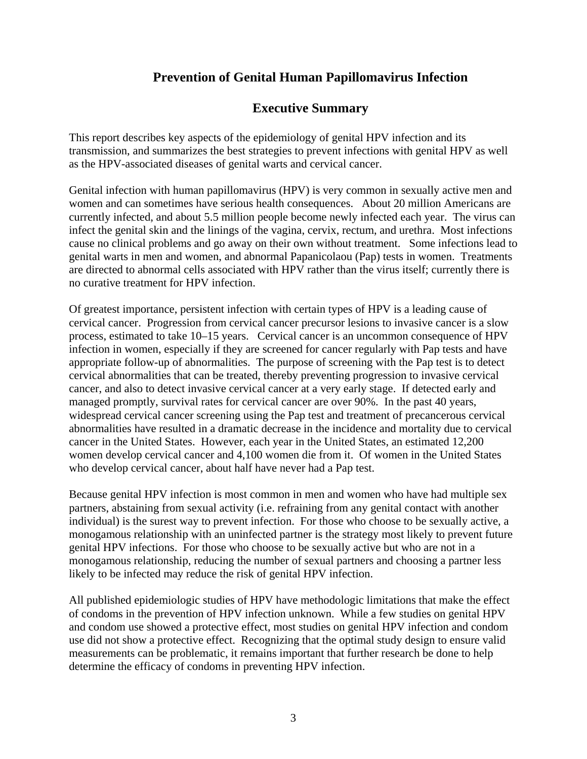# Prevention of Genital Human Papillomavirus Infection

## Executive Summary

This report describes key aspects of the epidemiology of genital HPV infection and its transmission, and summarizes the best strategies to prevent infections with genital HPV as well as the HPV-associated diseases of genital warts and cervical cancer.

Genital infection with human papillomavirus (HPV) is very common in sexually active men and women and can sometimes have serious health consequences. About 20 million Americans are currently infected, and about 5.5 million people become newly infected each year. The virus can infect the genital skin and the linings of the vagina, cervix, rectum, and urethra. Most infections cause no clinical problems and go away on their own without treatment. Some infections lead to genital warts in men and women, and abnormal Papanicolaou (Pap) tests in women. Treatments are directed to abnormal cells associated with HPV rather than the virus itself; currently there is no curative treatment for HPV infection.

Of greatest importance, persistent infection with certain types of HPV is a leading cause of cervical cancer. Progression from cervical cancer precursor lesions to invasive cancer is a slow process, estimated to take 10–15 years. Cervical cancer is an uncommon consequence of HPV infection in women, especially if they are screened for cancer regularly with Pap tests and have appropriate follow-up of abnormalities. The purpose of screening with the Pap test is to detect cervical abnormalities that can be treated, thereby preventing progression to invasive cervical cancer, and also to detect invasive cervical cancer at a very early stage. If detected early and managed promptly, survival rates for cervical cancer are over 90%. In the past 40 years, widespread cervical cancer screening using the Pap test and treatment of precancerous cervical abnormalities have resulted in a dramatic decrease in the incidence and mortality due to cervical cancer in the United States. However, each year in the United States, an estimated 12,200 women develop cervical cancer and 4,100 women die from it. Of women in the United States who develop cervical cancer, about half have never had a Pap test.

Because genital HPV infection is most common in men and women who have had multiple sex partners, abstaining from sexual activity (i.e. refraining from any genital contact with another individual) is the surest way to prevent infection. For those who choose to be sexually active, a monogamous relationship with an uninfected partner is the strategy most likely to prevent future genital HPV infections. For those who choose to be sexually active but who are not in a monogamous relationship, reducing the number of sexual partners and choosing a partner less likely to be infected may reduce the risk of genital HPV infection.

All published epidemiologic studies of HPV have methodologic limitations that make the effect of condoms in the prevention of HPV infection unknown. While a few studies on genital HPV and condom use showed a protective effect, most studies on genital HPV infection and condom use did not show a protective effect. Recognizing that the optimal study design to ensure valid measurements can be problematic, it remains important that further research be done to help determine the efficacy of condoms in preventing HPV infection.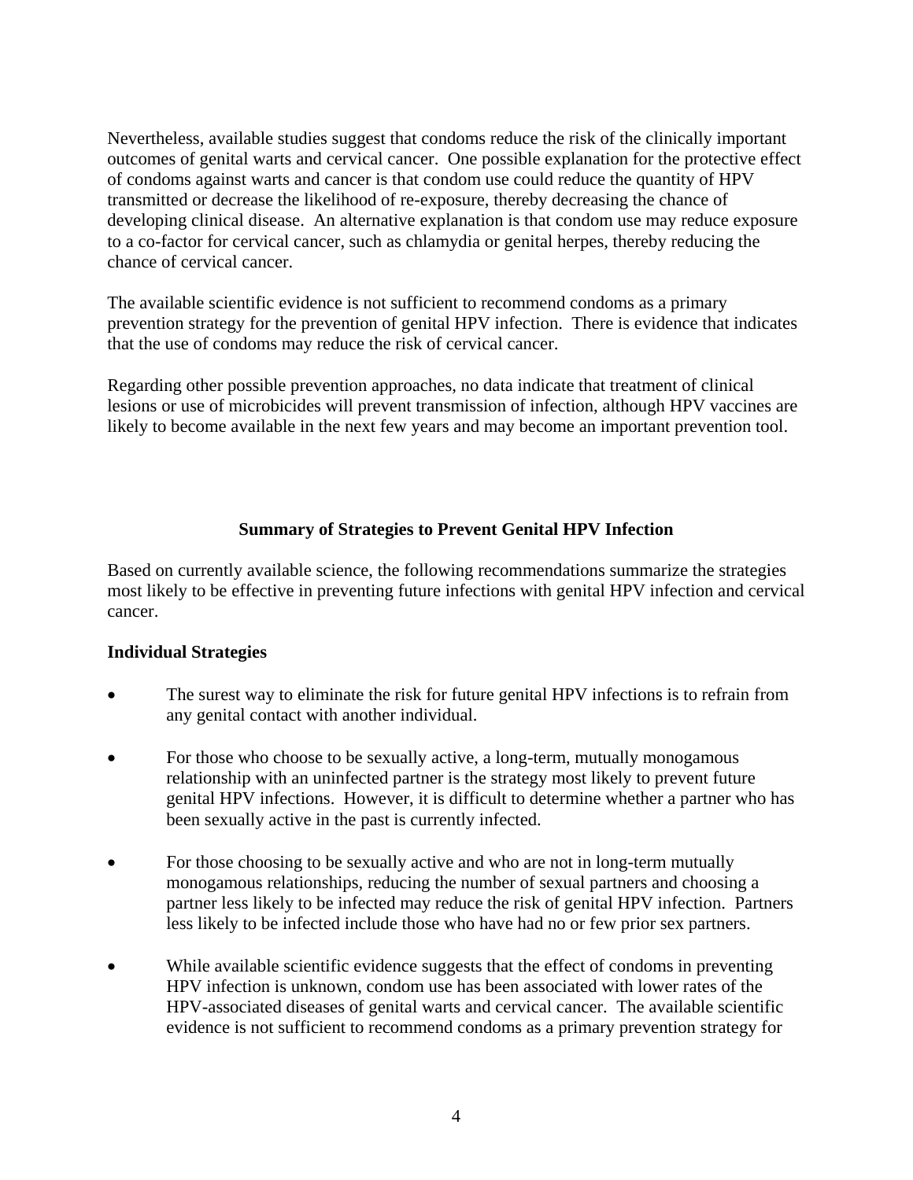Nevertheless, available studies suggest that condoms reduce the risk of the clinically important outcomes of genital warts and cervical cancer. One possible explanation for the protective effect of condoms against warts and cancer is that condom use could reduce the quantity of HPV transmitted or decrease the likelihood of re-exposure, thereby decreasing the chance of developing clinical disease. An alternative explanation is that condom use may reduce exposure to a co-factor for cervical cancer, such as chlamydia or genital herpes, thereby reducing the chance of cervical cancer.

The available scientific evidence is not sufficient to recommend condoms as a primary prevention strategy for the prevention of genital HPV infection. There is evidence that indicates that the use of condoms may reduce the risk of cervical cancer.

Regarding other possible prevention approaches, no data indicate that treatment of clinical lesions or use of microbicides will prevent transmission of infection, although HPV vaccines are likely to become available in the next few years and may become an important prevention tool.

## Summary of Strategies to Prevent Genital HPV Infection

Based on currently available science, the following recommendations summarize the strategies most likely to be effective in preventing future infections with genital HPV infection and cervical cancer.

### Individual Strategies

- The surest way to eliminate the risk for future genital HPV infections is to refrain from any genital contact with another individual.

- For those who choose to be sexually active, a long-term, mutually monogamous relationship with an uninfected partner is the strategy most likely to prevent future genital HPV infections. However, it is difficult to determine whether a partner who has been sexually active in the past is currently infected.

- For those choosing to be sexually active and who are not in long-term mutually monogamous relationships, reducing the number of sexual partners and choosing a partner less likely to be infected may reduce the risk of genital HPV infection. Partners less likely to be infected include those who have had no or few prior sex partners.

- While available scientific evidence suggests that the effect of condoms in preventing HPV infection is unknown, condom use has been associated with lower rates of the HPV-associated diseases of genital warts and cervical cancer. The available scientific evidence is not sufficient to recommend condoms as a primary prevention strategy for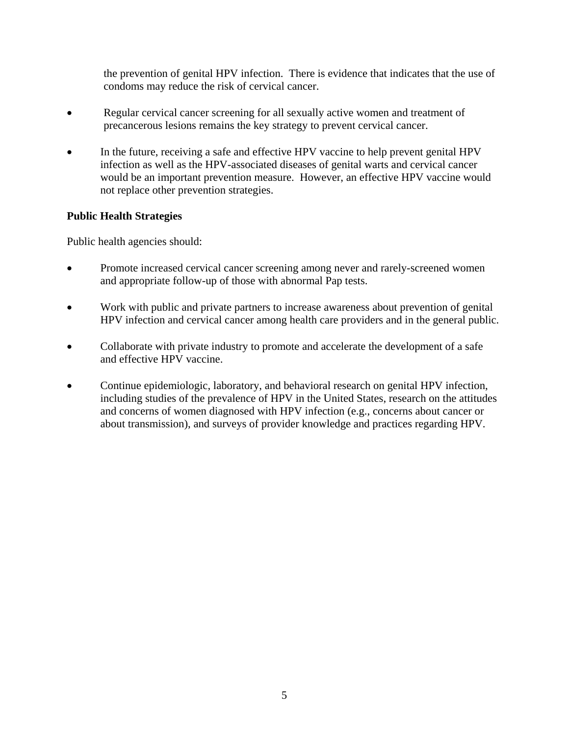the prevention of genital HPV infection. There is evidence that indicates that the use of condoms may reduce the risk of cervical cancer.

- Regular cervical cancer screening for all sexually active women and treatment of precancerous lesions remains the key strategy to prevent cervical cancer.

- In the future, receiving a safe and effective HPV vaccine to help prevent genital HPV infection as well as the HPV-associated diseases of genital warts and cervical cancer would be an important prevention measure. However, an effective HPV vaccine would not replace other prevention strategies.

**Public Health Strategies**

Public health agencies should:

- Promote increased cervical cancer screening among never and rarely-screened women and appropriate follow-up of those with abnormal Pap tests.

- Work with public and private partners to increase awareness about prevention of genital HPV infection and cervical cancer among health care providers and in the general public.

- Collaborate with private industry to promote and accelerate the development of a safe and effective HPV vaccine.

- Continue epidemiologic, laboratory, and behavioral research on genital HPV infection, including studies of the prevalence of HPV in the United States, research on the attitudes and concerns of women diagnosed with HPV infection (e.g., concerns about cancer or about transmission), and surveys of provider knowledge and practices regarding HPV.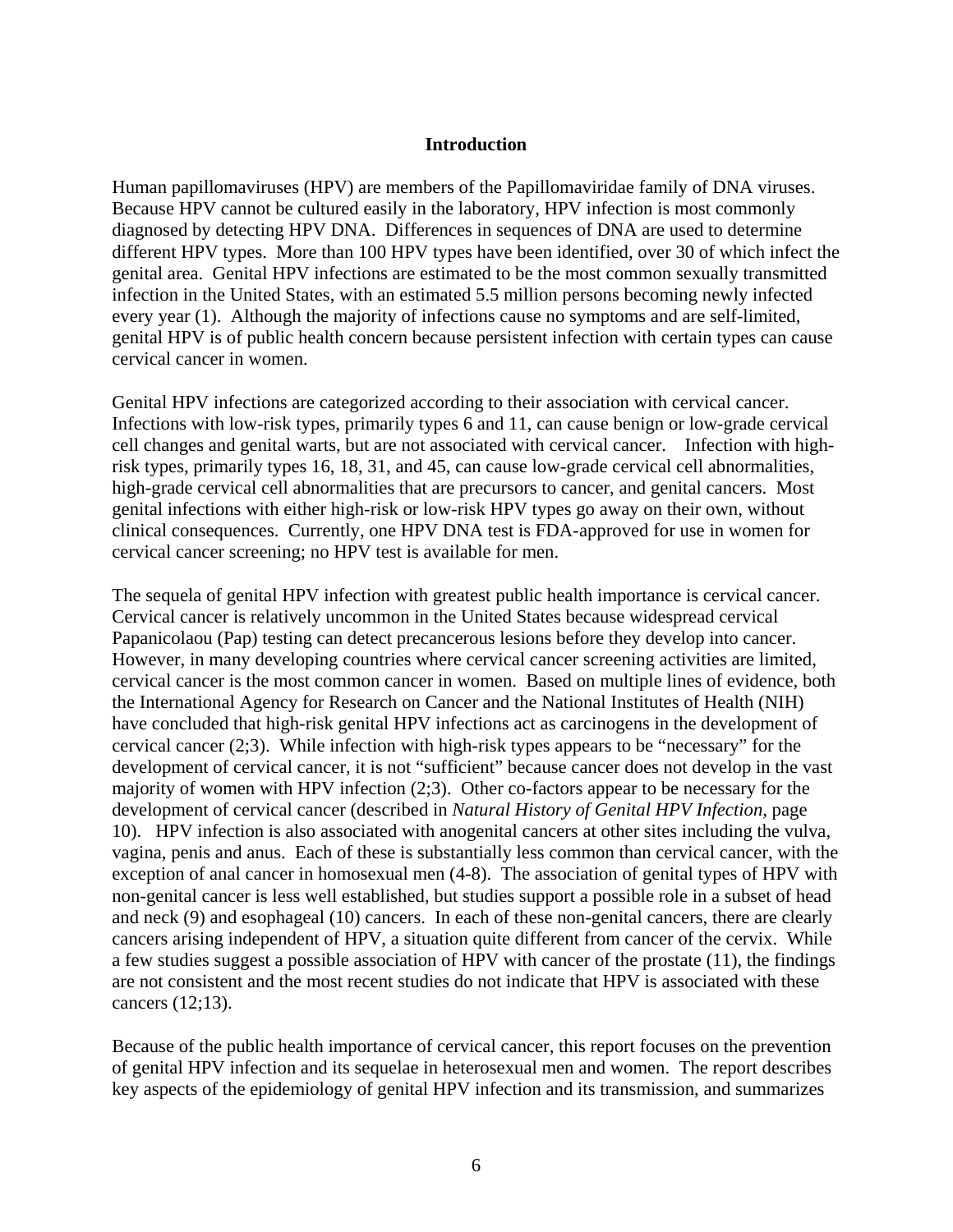## Introduction

Human papillomaviruses (HPV) are members of the Papillomaviridae family of DNA viruses. Because HPV cannot be cultured easily in the laboratory, HPV infection is most commonly diagnosed by detecting HPV DNA. Differences in sequences of DNA are used to determine different HPV types. More than 100 HPV types have been identified, over 30 of which infect the genital area. Genital HPV infections are estimated to be the most common sexually transmitted infection in the United States, with an estimated 5.5 million persons becoming newly infected every year (1). Although the majority of infections cause no symptoms and are self-limited, genital HPV is of public health concern because persistent infection with certain types can cause cervical cancer in women.

Genital HPV infections are categorized according to their association with cervical cancer. Infections with low-risk types, primarily types 6 and 11, can cause benign or low-grade cervical cell changes and genital warts, but are not associated with cervical cancer. Infection with high-risk types, primarily types 16, 18, 31, and 45, can cause low-grade cervical cell abnormalities, high-grade cervical cell abnormalities that are precursors to cancer, and genital cancers. Most genital infections with either high-risk or low-risk HPV types go away on their own, without clinical consequences. Currently, one HPV DNA test is FDA-approved for use in women for cervical cancer screening; no HPV test is available for men.

The sequela of genital HPV infection with greatest public health importance is cervical cancer. Cervical cancer is relatively uncommon in the United States because widespread cervical Papanicolaou (Pap) testing can detect precancerous lesions before they develop into cancer. However, in many developing countries where cervical cancer screening activities are limited, cervical cancer is the most common cancer in women. Based on multiple lines of evidence, both the International Agency for Research on Cancer and the National Institutes of Health (NIH) have concluded that high-risk genital HPV infections act as carcinogens in the development of cervical cancer (2;3). While infection with high-risk types appears to be "necessary" for the development of cervical cancer, it is not "sufficient" because cancer does not develop in the vast majority of women with HPV infection (2;3). Other co-factors appear to be necessary for the development of cervical cancer (described in *Natural History of Genital HPV Infection,* page 10). HPV infection is also associated with anogenital cancers at other sites including the vulva, vagina, penis and anus. Each of these is substantially less common than cervical cancer, with the exception of anal cancer in homosexual men (4-8). The association of genital types of HPV with non-genital cancer is less well established, but studies support a possible role in a subset of head and neck (9) and esophageal (10) cancers. In each of these non-genital cancers, there are clearly cancers arising independent of HPV, a situation quite different from cancer of the cervix. While a few studies suggest a possible association of HPV with cancer of the prostate (11), the findings are not consistent and the most recent studies do not indicate that HPV is associated with these cancers (12;13).

Because of the public health importance of cervical cancer, this report focuses on the prevention of genital HPV infection and its sequelae in heterosexual men and women. The report describes key aspects of the epidemiology of genital HPV infection and its transmission, and summarizes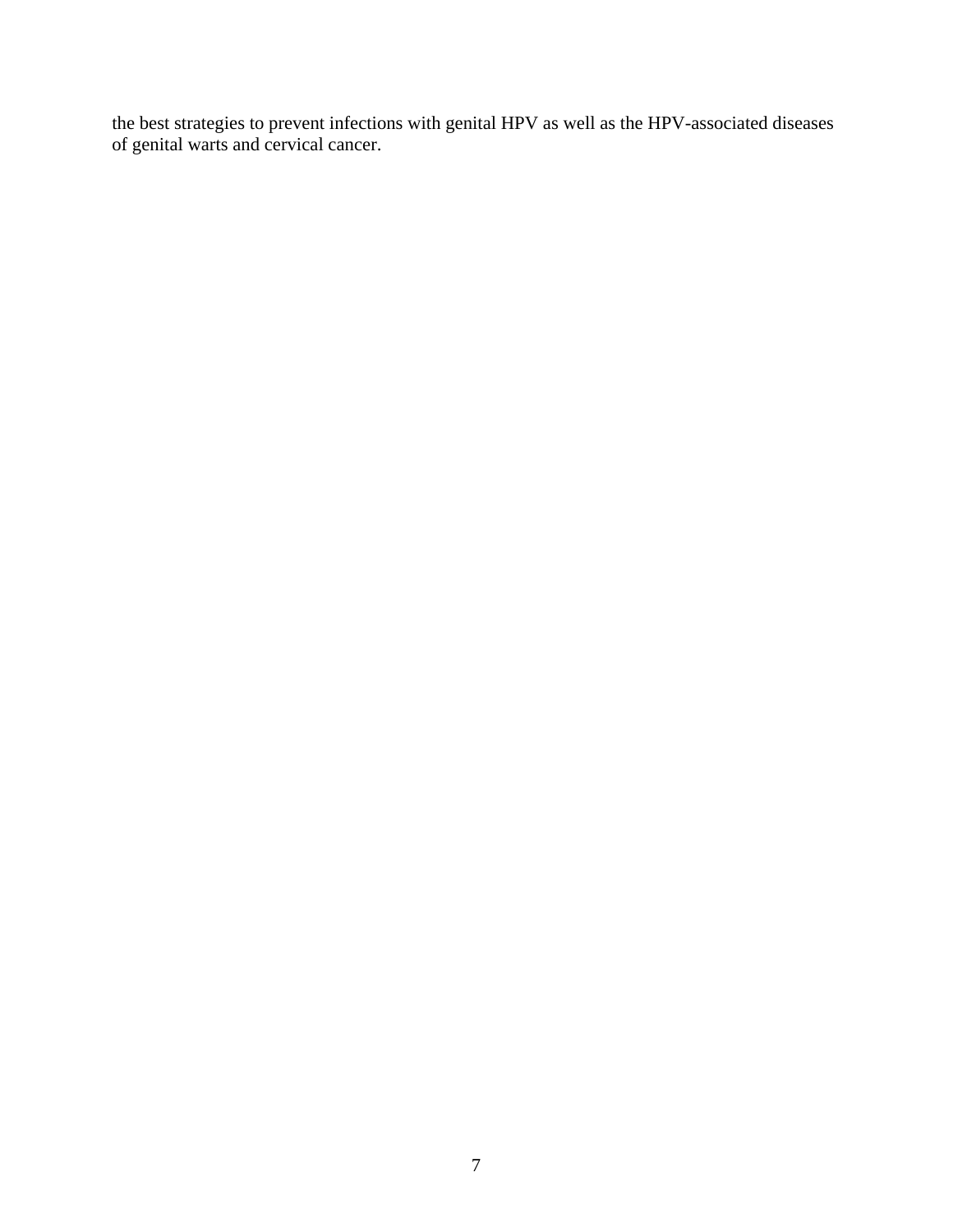the best strategies to prevent infections with genital HPV as well as the HPV-associated diseases of genital warts and cervical cancer.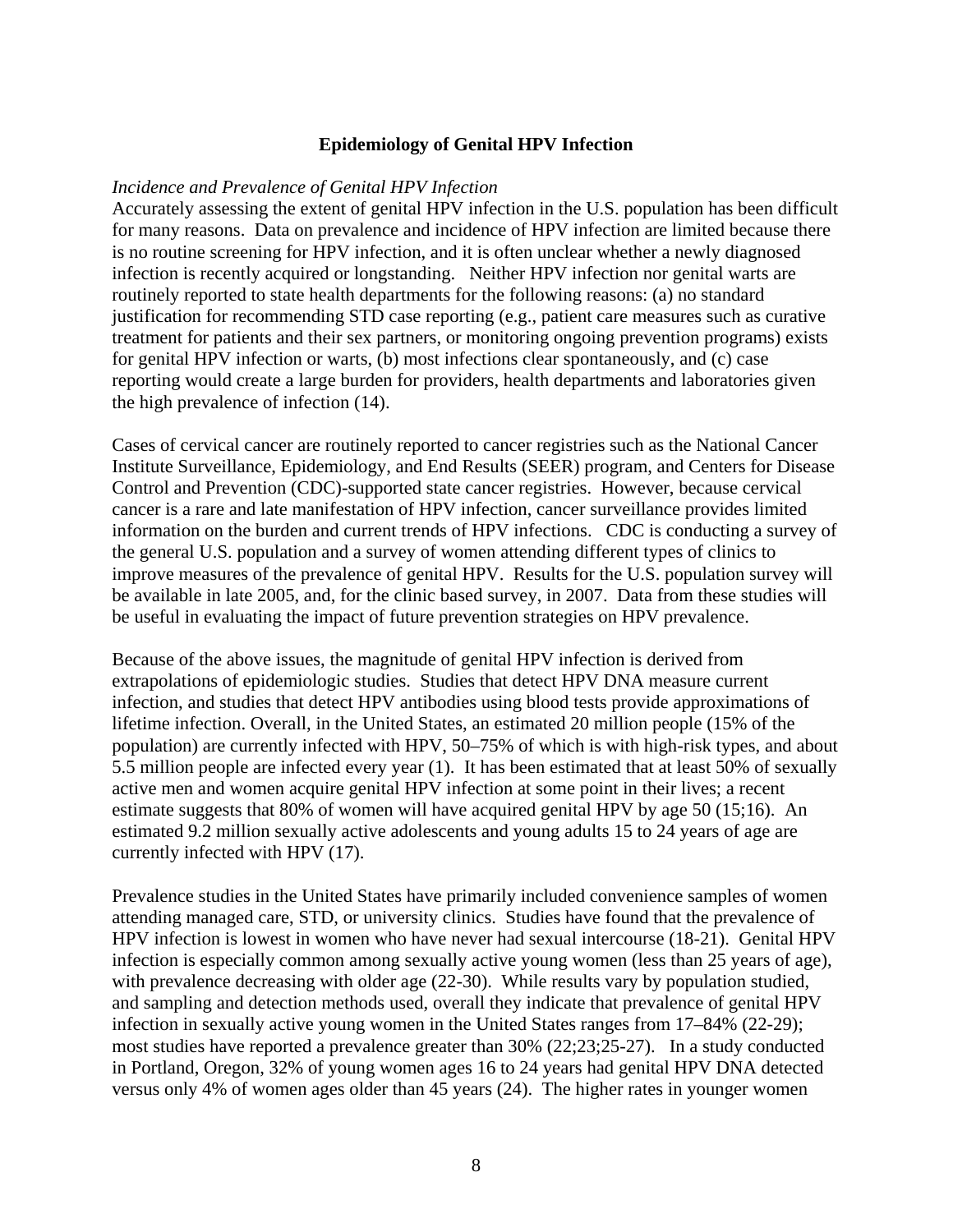## Epidemiology of Genital HPV Infection

*Incidence and Prevalence of Genital HPV Infection*

Accurately assessing the extent of genital HPV infection in the U.S. population has been difficult for many reasons. Data on prevalence and incidence of HPV infection are limited because there is no routine screening for HPV infection, and it is often unclear whether a newly diagnosed infection is recently acquired or longstanding. Neither HPV infection nor genital warts are routinely reported to state health departments for the following reasons: (a) no standard justification for recommending STD case reporting (e.g., patient care measures such as curative treatment for patients and their sex partners, or monitoring ongoing prevention programs) exists for genital HPV infection or warts, (b) most infections clear spontaneously, and (c) case reporting would create a large burden for providers, health departments and laboratories given the high prevalence of infection (14).

Cases of cervical cancer are routinely reported to cancer registries such as the National Cancer Institute Surveillance, Epidemiology, and End Results (SEER) program, and Centers for Disease Control and Prevention (CDC)-supported state cancer registries. However, because cervical cancer is a rare and late manifestation of HPV infection, cancer surveillance provides limited information on the burden and current trends of HPV infections. CDC is conducting a survey of the general U.S. population and a survey of women attending different types of clinics to improve measures of the prevalence of genital HPV. Results for the U.S. population survey will be available in late 2005, and, for the clinic based survey, in 2007. Data from these studies will be useful in evaluating the impact of future prevention strategies on HPV prevalence.

Because of the above issues, the magnitude of genital HPV infection is derived from extrapolations of epidemiologic studies. Studies that detect HPV DNA measure current infection, and studies that detect HPV antibodies using blood tests provide approximations of lifetime infection. Overall, in the United States, an estimated 20 million people (15% of the population) are currently infected with HPV, 50–75% of which is with high-risk types, and about 5.5 million people are infected every year (1). It has been estimated that at least 50% of sexually active men and women acquire genital HPV infection at some point in their lives; a recent estimate suggests that 80% of women will have acquired genital HPV by age 50 (15;16). An estimated 9.2 million sexually active adolescents and young adults 15 to 24 years of age are currently infected with HPV (17).

Prevalence studies in the United States have primarily included convenience samples of women attending managed care, STD, or university clinics. Studies have found that the prevalence of HPV infection is lowest in women who have never had sexual intercourse (18-21). Genital HPV infection is especially common among sexually active young women (less than 25 years of age), with prevalence decreasing with older age (22-30). While results vary by population studied, and sampling and detection methods used, overall they indicate that prevalence of genital HPV infection in sexually active young women in the United States ranges from 17–84% (22-29); most studies have reported a prevalence greater than 30% (22;23;25-27). In a study conducted in Portland, Oregon, 32% of young women ages 16 to 24 years had genital HPV DNA detected versus only 4% of women ages older than 45 years (24). The higher rates in younger women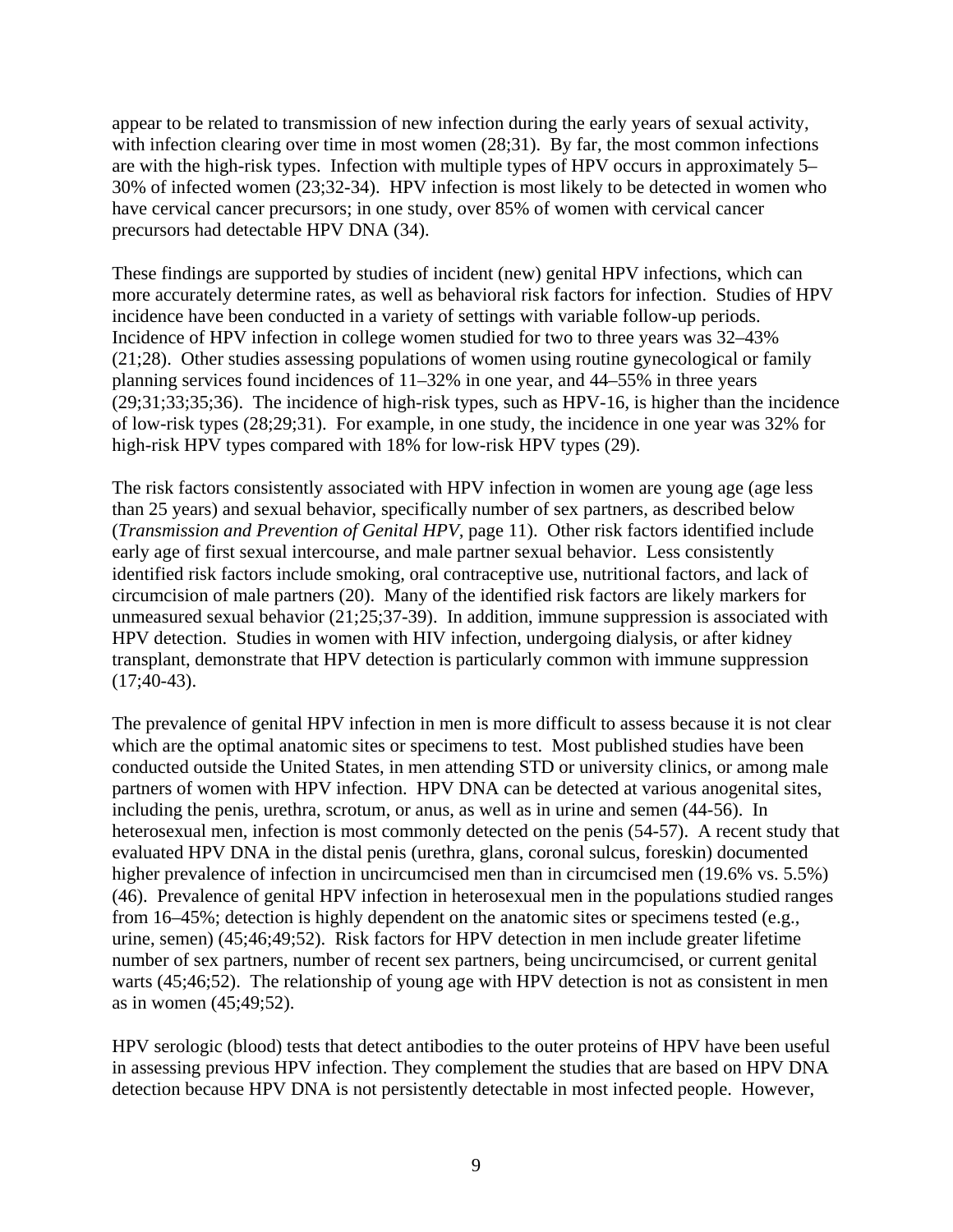appear to be related to transmission of new infection during the early years of sexual activity, with infection clearing over time in most women (28;31). By far, the most common infections are with the high-risk types. Infection with multiple types of HPV occurs in approximately 5–30% of infected women (23;32-34). HPV infection is most likely to be detected in women who have cervical cancer precursors; in one study, over 85% of women with cervical cancer precursors had detectable HPV DNA (34).

These findings are supported by studies of incident (new) genital HPV infections, which can more accurately determine rates, as well as behavioral risk factors for infection. Studies of HPV incidence have been conducted in a variety of settings with variable follow-up periods. Incidence of HPV infection in college women studied for two to three years was 32–43% (21;28). Other studies assessing populations of women using routine gynecological or family planning services found incidences of 11–32% in one year, and 44–55% in three years (29;31;33;35;36). The incidence of high-risk types, such as HPV-16, is higher than the incidence of low-risk types (28;29;31). For example, in one study, the incidence in one year was 32% for high-risk HPV types compared with 18% for low-risk HPV types (29).

The risk factors consistently associated with HPV infection in women are young age (age less than 25 years) and sexual behavior, specifically number of sex partners, as described below (*Transmission and Prevention of Genital HPV*, page 11). Other risk factors identified include early age of first sexual intercourse, and male partner sexual behavior. Less consistently identified risk factors include smoking, oral contraceptive use, nutritional factors, and lack of circumcision of male partners (20). Many of the identified risk factors are likely markers for unmeasured sexual behavior (21;25;37-39). In addition, immune suppression is associated with HPV detection. Studies in women with HIV infection, undergoing dialysis, or after kidney transplant, demonstrate that HPV detection is particularly common with immune suppression (17;40-43).

The prevalence of genital HPV infection in men is more difficult to assess because it is not clear which are the optimal anatomic sites or specimens to test. Most published studies have been conducted outside the United States, in men attending STD or university clinics, or among male partners of women with HPV infection. HPV DNA can be detected at various anogenital sites, including the penis, urethra, scrotum, or anus, as well as in urine and semen (44-56). In heterosexual men, infection is most commonly detected on the penis (54-57). A recent study that evaluated HPV DNA in the distal penis (urethra, glans, coronal sulcus, foreskin) documented higher prevalence of infection in uncircumcised men than in circumcised men (19.6% vs. 5.5%) (46). Prevalence of genital HPV infection in heterosexual men in the populations studied ranges from 16–45%; detection is highly dependent on the anatomic sites or specimens tested (e.g., urine, semen) (45;46;49;52). Risk factors for HPV detection in men include greater lifetime number of sex partners, number of recent sex partners, being uncircumcised, or current genital warts (45;46;52). The relationship of young age with HPV detection is not as consistent in men as in women (45;49;52).

HPV serologic (blood) tests that detect antibodies to the outer proteins of HPV have been useful in assessing previous HPV infection. They complement the studies that are based on HPV DNA detection because HPV DNA is not persistently detectable in most infected people. However,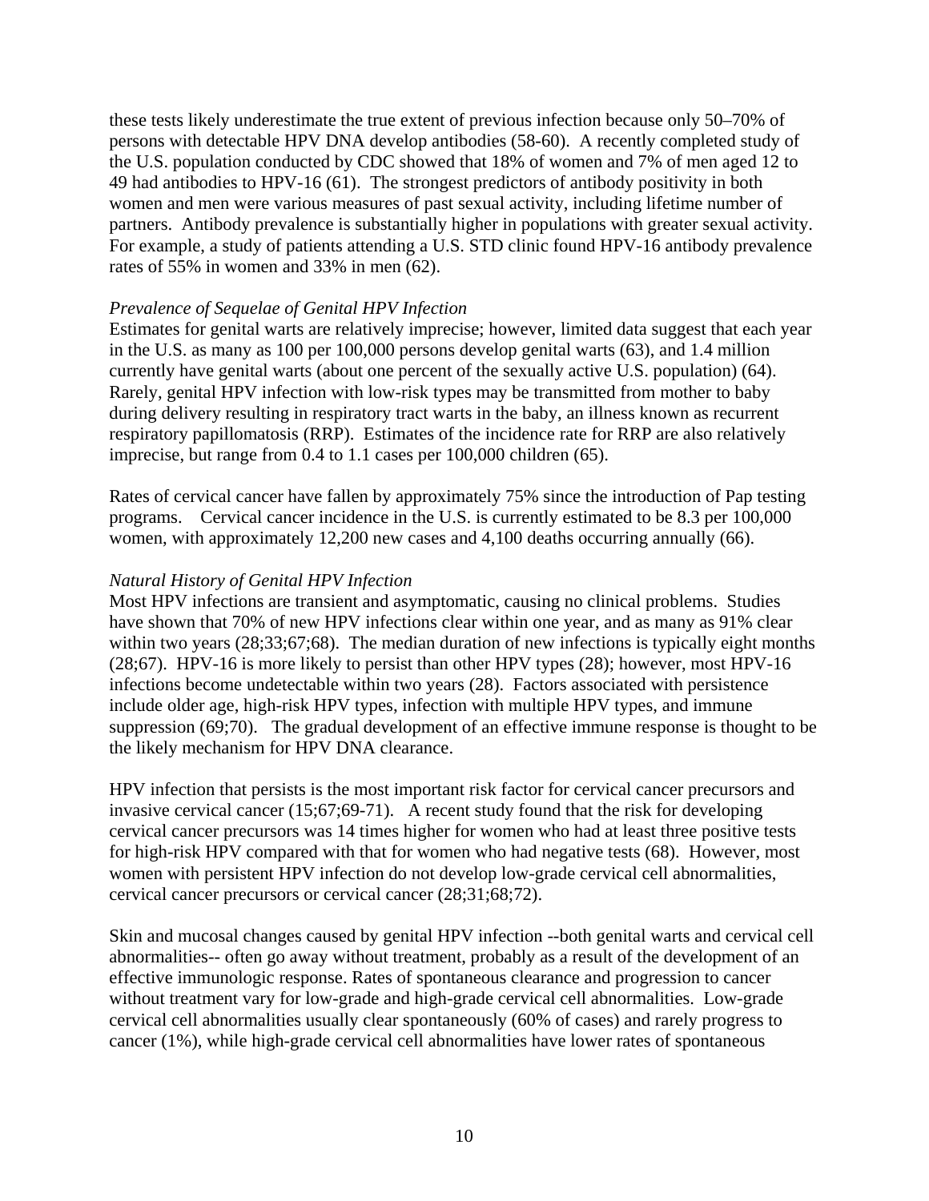these tests likely underestimate the true extent of previous infection because only 50–70% of persons with detectable HPV DNA develop antibodies (58-60). A recently completed study of the U.S. population conducted by CDC showed that 18% of women and 7% of men aged 12 to 49 had antibodies to HPV-16 (61). The strongest predictors of antibody positivity in both women and men were various measures of past sexual activity, including lifetime number of partners. Antibody prevalence is substantially higher in populations with greater sexual activity. For example, a study of patients attending a U.S. STD clinic found HPV-16 antibody prevalence rates of 55% in women and 33% in men (62).

*Prevalence of Sequelae of Genital HPV Infection*

Estimates for genital warts are relatively imprecise; however, limited data suggest that each year in the U.S. as many as 100 per 100,000 persons develop genital warts (63), and 1.4 million currently have genital warts (about one percent of the sexually active U.S. population) (64). Rarely, genital HPV infection with low-risk types may be transmitted from mother to baby during delivery resulting in respiratory tract warts in the baby, an illness known as recurrent respiratory papillomatosis (RRP). Estimates of the incidence rate for RRP are also relatively imprecise, but range from 0.4 to 1.1 cases per 100,000 children (65).

Rates of cervical cancer have fallen by approximately 75% since the introduction of Pap testing programs. Cervical cancer incidence in the U.S. is currently estimated to be 8.3 per 100,000 women, with approximately 12,200 new cases and 4,100 deaths occurring annually (66).

*Natural History of Genital HPV Infection*

Most HPV infections are transient and asymptomatic, causing no clinical problems. Studies have shown that 70% of new HPV infections clear within one year, and as many as 91% clear within two years (28;33;67;68). The median duration of new infections is typically eight months (28;67). HPV-16 is more likely to persist than other HPV types (28); however, most HPV-16 infections become undetectable within two years (28). Factors associated with persistence include older age, high-risk HPV types, infection with multiple HPV types, and immune suppression (69;70). The gradual development of an effective immune response is thought to be the likely mechanism for HPV DNA clearance.

HPV infection that persists is the most important risk factor for cervical cancer precursors and invasive cervical cancer (15;67;69-71). A recent study found that the risk for developing cervical cancer precursors was 14 times higher for women who had at least three positive tests for high-risk HPV compared with that for women who had negative tests (68). However, most women with persistent HPV infection do not develop low-grade cervical cell abnormalities, cervical cancer precursors or cervical cancer (28;31;68;72).

Skin and mucosal changes caused by genital HPV infection --both genital warts and cervical cell abnormalities-- often go away without treatment, probably as a result of the development of an effective immunologic response. Rates of spontaneous clearance and progression to cancer without treatment vary for low-grade and high-grade cervical cell abnormalities. Low-grade cervical cell abnormalities usually clear spontaneously (60% of cases) and rarely progress to cancer (1%), while high-grade cervical cell abnormalities have lower rates of spontaneous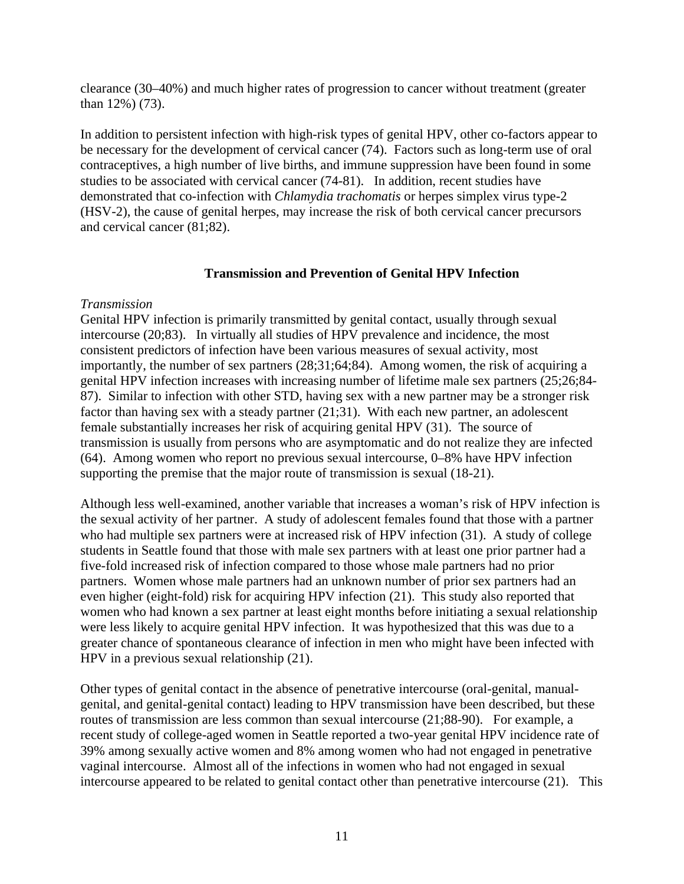clearance (30–40%) and much higher rates of progression to cancer without treatment (greater than 12%) (73).

In addition to persistent infection with high-risk types of genital HPV, other co-factors appear to be necessary for the development of cervical cancer (74). Factors such as long-term use of oral contraceptives, a high number of live births, and immune suppression have been found in some studies to be associated with cervical cancer (74-81). In addition, recent studies have demonstrated that co-infection with *Chlamydia trachomatis* or herpes simplex virus type-2 (HSV-2), the cause of genital herpes, may increase the risk of both cervical cancer precursors and cervical cancer (81;82).

## Transmission and Prevention of Genital HPV Infection

*Transmission*

Genital HPV infection is primarily transmitted by genital contact, usually through sexual intercourse (20;83). In virtually all studies of HPV prevalence and incidence, the most consistent predictors of infection have been various measures of sexual activity, most importantly, the number of sex partners (28;31;64;84). Among women, the risk of acquiring a genital HPV infection increases with increasing number of lifetime male sex partners (25;26;84-87). Similar to infection with other STD, having sex with a new partner may be a stronger risk factor than having sex with a steady partner (21;31). With each new partner, an adolescent female substantially increases her risk of acquiring genital HPV (31). The source of transmission is usually from persons who are asymptomatic and do not realize they are infected (64). Among women who report no previous sexual intercourse, 0–8% have HPV infection supporting the premise that the major route of transmission is sexual (18-21).

Although less well-examined, another variable that increases a woman's risk of HPV infection is the sexual activity of her partner. A study of adolescent females found that those with a partner who had multiple sex partners were at increased risk of HPV infection (31). A study of college students in Seattle found that those with male sex partners with at least one prior partner had a five-fold increased risk of infection compared to those whose male partners had no prior partners. Women whose male partners had an unknown number of prior sex partners had an even higher (eight-fold) risk for acquiring HPV infection (21). This study also reported that women who had known a sex partner at least eight months before initiating a sexual relationship were less likely to acquire genital HPV infection. It was hypothesized that this was due to a greater chance of spontaneous clearance of infection in men who might have been infected with HPV in a previous sexual relationship (21).

Other types of genital contact in the absence of penetrative intercourse (oral-genital, manual-genital, and genital-genital contact) leading to HPV transmission have been described, but these routes of transmission are less common than sexual intercourse (21;88-90). For example, a recent study of college-aged women in Seattle reported a two-year genital HPV incidence rate of 39% among sexually active women and 8% among women who had not engaged in penetrative vaginal intercourse. Almost all of the infections in women who had not engaged in sexual intercourse appeared to be related to genital contact other than penetrative intercourse (21). This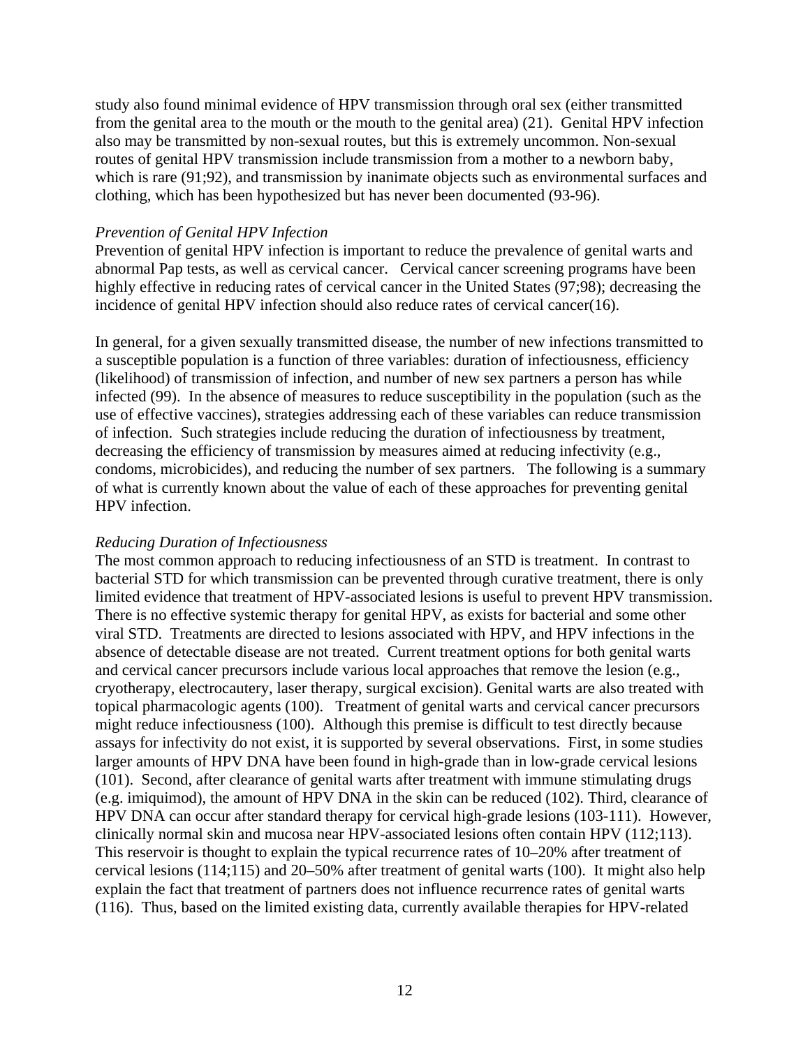study also found minimal evidence of HPV transmission through oral sex (either transmitted from the genital area to the mouth or the mouth to the genital area) (21). Genital HPV infection also may be transmitted by non-sexual routes, but this is extremely uncommon. Non-sexual routes of genital HPV transmission include transmission from a mother to a newborn baby, which is rare (91;92), and transmission by inanimate objects such as environmental surfaces and clothing, which has been hypothesized but has never been documented (93-96).

*Prevention of Genital HPV Infection*

Prevention of genital HPV infection is important to reduce the prevalence of genital warts and abnormal Pap tests, as well as cervical cancer. Cervical cancer screening programs have been highly effective in reducing rates of cervical cancer in the United States (97;98); decreasing the incidence of genital HPV infection should also reduce rates of cervical cancer(16).

In general, for a given sexually transmitted disease, the number of new infections transmitted to a susceptible population is a function of three variables: duration of infectiousness, efficiency (likelihood) of transmission of infection, and number of new sex partners a person has while infected (99). In the absence of measures to reduce susceptibility in the population (such as the use of effective vaccines), strategies addressing each of these variables can reduce transmission of infection. Such strategies include reducing the duration of infectiousness by treatment, decreasing the efficiency of transmission by measures aimed at reducing infectivity (e.g., condoms, microbicides), and reducing the number of sex partners. The following is a summary of what is currently known about the value of each of these approaches for preventing genital HPV infection.

*Reducing Duration of Infectiousness*

The most common approach to reducing infectiousness of an STD is treatment. In contrast to bacterial STD for which transmission can be prevented through curative treatment, there is only limited evidence that treatment of HPV-associated lesions is useful to prevent HPV transmission. There is no effective systemic therapy for genital HPV, as exists for bacterial and some other viral STD. Treatments are directed to lesions associated with HPV, and HPV infections in the absence of detectable disease are not treated. Current treatment options for both genital warts and cervical cancer precursors include various local approaches that remove the lesion (e.g., cryotherapy, electrocautery, laser therapy, surgical excision). Genital warts are also treated with topical pharmacologic agents (100). Treatment of genital warts and cervical cancer precursors might reduce infectiousness (100). Although this premise is difficult to test directly because assays for infectivity do not exist, it is supported by several observations. First, in some studies larger amounts of HPV DNA have been found in high-grade than in low-grade cervical lesions (101). Second, after clearance of genital warts after treatment with immune stimulating drugs (e.g. imiquimod), the amount of HPV DNA in the skin can be reduced (102). Third, clearance of HPV DNA can occur after standard therapy for cervical high-grade lesions (103-111). However, clinically normal skin and mucosa near HPV-associated lesions often contain HPV (112;113). This reservoir is thought to explain the typical recurrence rates of 10–20% after treatment of cervical lesions (114;115) and 20–50% after treatment of genital warts (100). It might also help explain the fact that treatment of partners does not influence recurrence rates of genital warts (116). Thus, based on the limited existing data, currently available therapies for HPV-related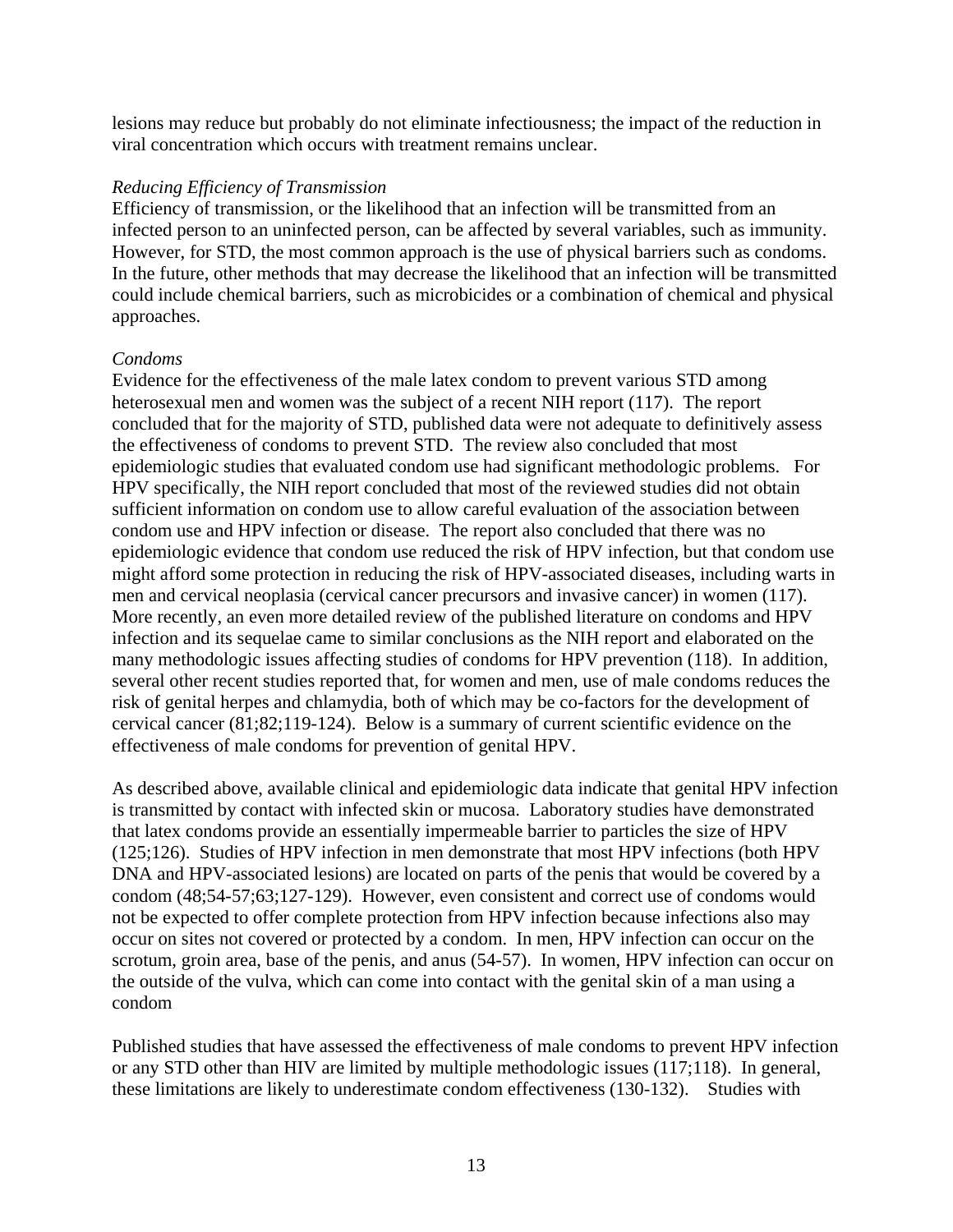lesions may reduce but probably do not eliminate infectiousness; the impact of the reduction in viral concentration which occurs with treatment remains unclear.

*Reducing Efficiency of Transmission*

Efficiency of transmission, or the likelihood that an infection will be transmitted from an infected person to an uninfected person, can be affected by several variables, such as immunity. However, for STD, the most common approach is the use of physical barriers such as condoms. In the future, other methods that may decrease the likelihood that an infection will be transmitted could include chemical barriers, such as microbicides or a combination of chemical and physical approaches.

*Condoms*

Evidence for the effectiveness of the male latex condom to prevent various STD among heterosexual men and women was the subject of a recent NIH report (117). The report concluded that for the majority of STD, published data were not adequate to definitively assess the effectiveness of condoms to prevent STD. The review also concluded that most epidemiologic studies that evaluated condom use had significant methodologic problems. For HPV specifically, the NIH report concluded that most of the reviewed studies did not obtain sufficient information on condom use to allow careful evaluation of the association between condom use and HPV infection or disease. The report also concluded that there was no epidemiologic evidence that condom use reduced the risk of HPV infection, but that condom use might afford some protection in reducing the risk of HPV-associated diseases, including warts in men and cervical neoplasia (cervical cancer precursors and invasive cancer) in women (117). More recently, an even more detailed review of the published literature on condoms and HPV infection and its sequelae came to similar conclusions as the NIH report and elaborated on the many methodologic issues affecting studies of condoms for HPV prevention (118). In addition, several other recent studies reported that, for women and men, use of male condoms reduces the risk of genital herpes and chlamydia, both of which may be co-factors for the development of cervical cancer (81;82;119-124). Below is a summary of current scientific evidence on the effectiveness of male condoms for prevention of genital HPV.

As described above, available clinical and epidemiologic data indicate that genital HPV infection is transmitted by contact with infected skin or mucosa. Laboratory studies have demonstrated that latex condoms provide an essentially impermeable barrier to particles the size of HPV (125;126). Studies of HPV infection in men demonstrate that most HPV infections (both HPV DNA and HPV-associated lesions) are located on parts of the penis that would be covered by a condom (48;54-57;63;127-129). However, even consistent and correct use of condoms would not be expected to offer complete protection from HPV infection because infections also may occur on sites not covered or protected by a condom. In men, HPV infection can occur on the scrotum, groin area, base of the penis, and anus (54-57). In women, HPV infection can occur on the outside of the vulva, which can come into contact with the genital skin of a man using a condom

Published studies that have assessed the effectiveness of male condoms to prevent HPV infection or any STD other than HIV are limited by multiple methodologic issues (117;118). In general, these limitations are likely to underestimate condom effectiveness (130-132). Studies with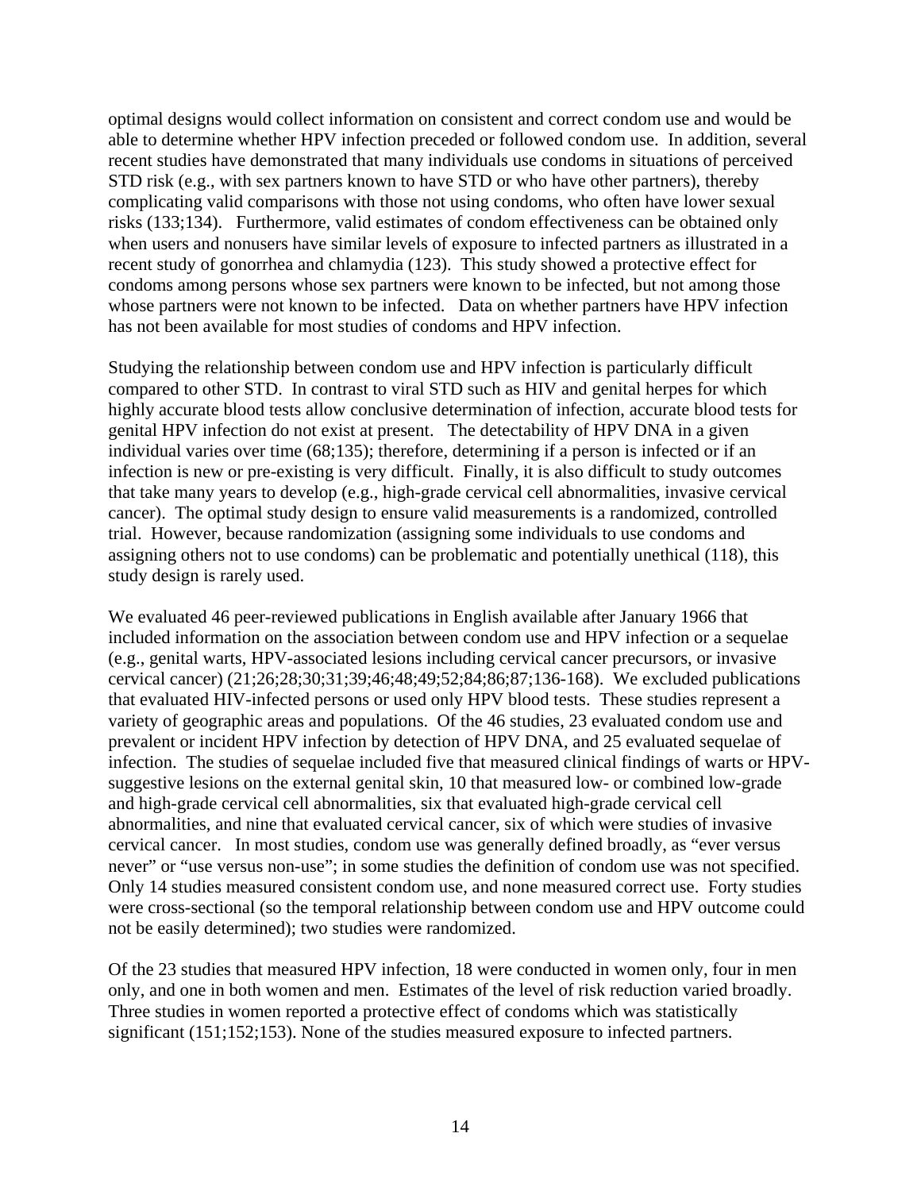optimal designs would collect information on consistent and correct condom use and would be able to determine whether HPV infection preceded or followed condom use. In addition, several recent studies have demonstrated that many individuals use condoms in situations of perceived STD risk (e.g., with sex partners known to have STD or who have other partners), thereby complicating valid comparisons with those not using condoms, who often have lower sexual risks (133;134). Furthermore, valid estimates of condom effectiveness can be obtained only when users and nonusers have similar levels of exposure to infected partners as illustrated in a recent study of gonorrhea and chlamydia (123). This study showed a protective effect for condoms among persons whose sex partners were known to be infected, but not among those whose partners were not known to be infected. Data on whether partners have HPV infection has not been available for most studies of condoms and HPV infection.

Studying the relationship between condom use and HPV infection is particularly difficult compared to other STD. In contrast to viral STD such as HIV and genital herpes for which highly accurate blood tests allow conclusive determination of infection, accurate blood tests for genital HPV infection do not exist at present. The detectability of HPV DNA in a given individual varies over time (68;135); therefore, determining if a person is infected or if an infection is new or pre-existing is very difficult. Finally, it is also difficult to study outcomes that take many years to develop (e.g., high-grade cervical cell abnormalities, invasive cervical cancer). The optimal study design to ensure valid measurements is a randomized, controlled trial. However, because randomization (assigning some individuals to use condoms and assigning others not to use condoms) can be problematic and potentially unethical (118), this study design is rarely used.

We evaluated 46 peer-reviewed publications in English available after January 1966 that included information on the association between condom use and HPV infection or a sequelae (e.g., genital warts, HPV-associated lesions including cervical cancer precursors, or invasive cervical cancer) (21;26;28;30;31;39;46;48;49;52;84;86;87;136-168). We excluded publications that evaluated HIV-infected persons or used only HPV blood tests. These studies represent a variety of geographic areas and populations. Of the 46 studies, 23 evaluated condom use and prevalent or incident HPV infection by detection of HPV DNA, and 25 evaluated sequelae of infection. The studies of sequelae included five that measured clinical findings of warts or HPV-suggestive lesions on the external genital skin, 10 that measured low- or combined low-grade and high-grade cervical cell abnormalities, six that evaluated high-grade cervical cell abnormalities, and nine that evaluated cervical cancer, six of which were studies of invasive cervical cancer. In most studies, condom use was generally defined broadly, as "ever versus never" or "use versus non-use"; in some studies the definition of condom use was not specified. Only 14 studies measured consistent condom use, and none measured correct use. Forty studies were cross-sectional (so the temporal relationship between condom use and HPV outcome could not be easily determined); two studies were randomized.

Of the 23 studies that measured HPV infection, 18 were conducted in women only, four in men only, and one in both women and men. Estimates of the level of risk reduction varied broadly. Three studies in women reported a protective effect of condoms which was statistically significant (151;152;153). None of the studies measured exposure to infected partners.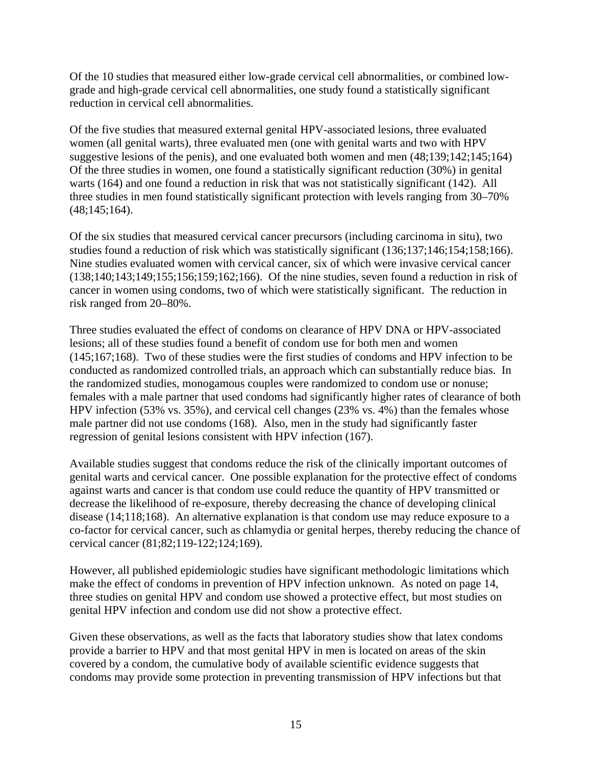Of the 10 studies that measured either low-grade cervical cell abnormalities, or combined low-grade and high-grade cervical cell abnormalities, one study found a statistically significant reduction in cervical cell abnormalities.

Of the five studies that measured external genital HPV-associated lesions, three evaluated women (all genital warts), three evaluated men (one with genital warts and two with HPV suggestive lesions of the penis), and one evaluated both women and men (48;139;142;145;164) Of the three studies in women, one found a statistically significant reduction (30%) in genital warts (164) and one found a reduction in risk that was not statistically significant (142). All three studies in men found statistically significant protection with levels ranging from 30–70% (48;145;164).

Of the six studies that measured cervical cancer precursors (including carcinoma in situ), two studies found a reduction of risk which was statistically significant (136;137;146;154;158;166). Nine studies evaluated women with cervical cancer, six of which were invasive cervical cancer (138;140;143;149;155;156;159;162;166). Of the nine studies, seven found a reduction in risk of cancer in women using condoms, two of which were statistically significant. The reduction in risk ranged from 20–80%.

Three studies evaluated the effect of condoms on clearance of HPV DNA or HPV-associated lesions; all of these studies found a benefit of condom use for both men and women (145;167;168). Two of these studies were the first studies of condoms and HPV infection to be conducted as randomized controlled trials, an approach which can substantially reduce bias. In the randomized studies, monogamous couples were randomized to condom use or nonuse; females with a male partner that used condoms had significantly higher rates of clearance of both HPV infection (53% vs. 35%), and cervical cell changes (23% vs. 4%) than the females whose male partner did not use condoms (168). Also, men in the study had significantly faster regression of genital lesions consistent with HPV infection (167).

Available studies suggest that condoms reduce the risk of the clinically important outcomes of genital warts and cervical cancer. One possible explanation for the protective effect of condoms against warts and cancer is that condom use could reduce the quantity of HPV transmitted or decrease the likelihood of re-exposure, thereby decreasing the chance of developing clinical disease (14;118;168). An alternative explanation is that condom use may reduce exposure to a co-factor for cervical cancer, such as chlamydia or genital herpes, thereby reducing the chance of cervical cancer (81;82;119-122;124;169).

However, all published epidemiologic studies have significant methodologic limitations which make the effect of condoms in prevention of HPV infection unknown. As noted on page 14, three studies on genital HPV and condom use showed a protective effect, but most studies on genital HPV infection and condom use did not show a protective effect.

Given these observations, as well as the facts that laboratory studies show that latex condoms provide a barrier to HPV and that most genital HPV in men is located on areas of the skin covered by a condom, the cumulative body of available scientific evidence suggests that condoms may provide some protection in preventing transmission of HPV infections but that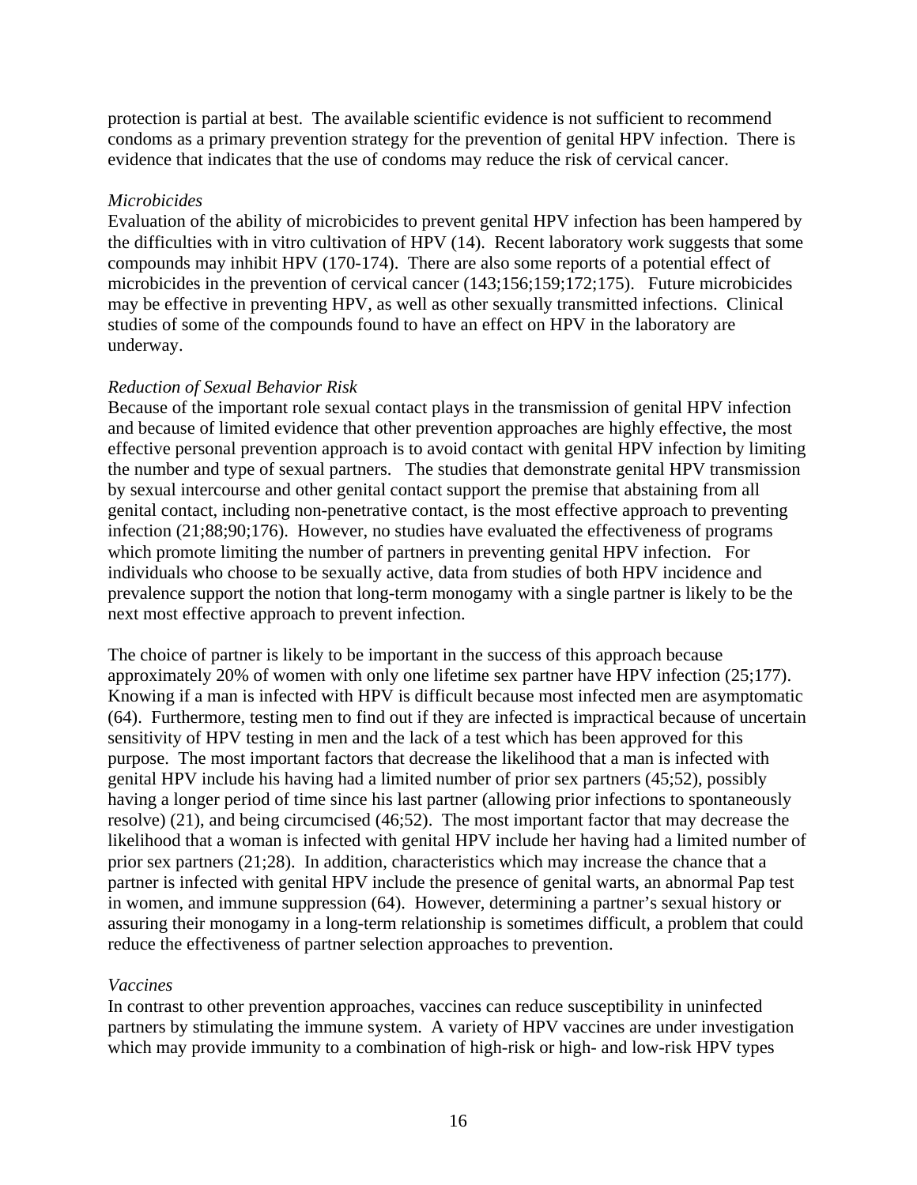protection is partial at best. The available scientific evidence is not sufficient to recommend condoms as a primary prevention strategy for the prevention of genital HPV infection. There is evidence that indicates that the use of condoms may reduce the risk of cervical cancer.

*Microbicides*

Evaluation of the ability of microbicides to prevent genital HPV infection has been hampered by the difficulties with in vitro cultivation of HPV (14). Recent laboratory work suggests that some compounds may inhibit HPV (170-174). There are also some reports of a potential effect of microbicides in the prevention of cervical cancer (143;156;159;172;175). Future microbicides may be effective in preventing HPV, as well as other sexually transmitted infections. Clinical studies of some of the compounds found to have an effect on HPV in the laboratory are underway.

*Reduction of Sexual Behavior Risk*

Because of the important role sexual contact plays in the transmission of genital HPV infection and because of limited evidence that other prevention approaches are highly effective, the most effective personal prevention approach is to avoid contact with genital HPV infection by limiting the number and type of sexual partners. The studies that demonstrate genital HPV transmission by sexual intercourse and other genital contact support the premise that abstaining from all genital contact, including non-penetrative contact, is the most effective approach to preventing infection (21;88;90;176). However, no studies have evaluated the effectiveness of programs which promote limiting the number of partners in preventing genital HPV infection. For individuals who choose to be sexually active, data from studies of both HPV incidence and prevalence support the notion that long-term monogamy with a single partner is likely to be the next most effective approach to prevent infection.

The choice of partner is likely to be important in the success of this approach because approximately 20% of women with only one lifetime sex partner have HPV infection (25;177). Knowing if a man is infected with HPV is difficult because most infected men are asymptomatic (64). Furthermore, testing men to find out if they are infected is impractical because of uncertain sensitivity of HPV testing in men and the lack of a test which has been approved for this purpose. The most important factors that decrease the likelihood that a man is infected with genital HPV include his having had a limited number of prior sex partners (45;52), possibly having a longer period of time since his last partner (allowing prior infections to spontaneously resolve) (21), and being circumcised (46;52). The most important factor that may decrease the likelihood that a woman is infected with genital HPV include her having had a limited number of prior sex partners (21;28). In addition, characteristics which may increase the chance that a partner is infected with genital HPV include the presence of genital warts, an abnormal Pap test in women, and immune suppression (64). However, determining a partner's sexual history or assuring their monogamy in a long-term relationship is sometimes difficult, a problem that could reduce the effectiveness of partner selection approaches to prevention.

*Vaccines*

In contrast to other prevention approaches, vaccines can reduce susceptibility in uninfected partners by stimulating the immune system. A variety of HPV vaccines are under investigation which may provide immunity to a combination of high-risk or high- and low-risk HPV types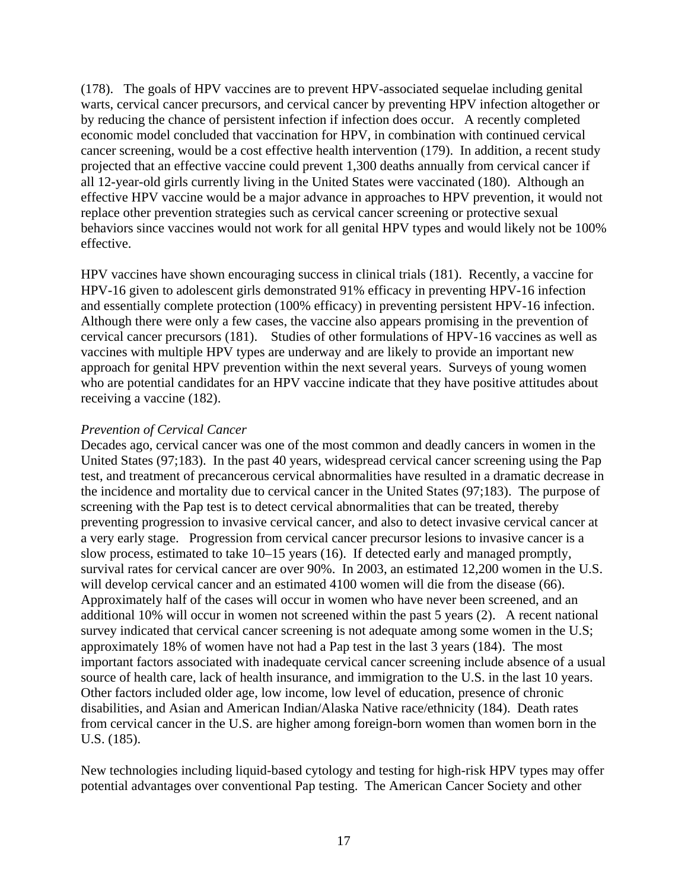(178). The goals of HPV vaccines are to prevent HPV-associated sequelae including genital warts, cervical cancer precursors, and cervical cancer by preventing HPV infection altogether or by reducing the chance of persistent infection if infection does occur. A recently completed economic model concluded that vaccination for HPV, in combination with continued cervical cancer screening, would be a cost effective health intervention (179). In addition, a recent study projected that an effective vaccine could prevent 1,300 deaths annually from cervical cancer if all 12-year-old girls currently living in the United States were vaccinated (180). Although an effective HPV vaccine would be a major advance in approaches to HPV prevention, it would not replace other prevention strategies such as cervical cancer screening or protective sexual behaviors since vaccines would not work for all genital HPV types and would likely not be 100% effective.

HPV vaccines have shown encouraging success in clinical trials (181). Recently, a vaccine for HPV-16 given to adolescent girls demonstrated 91% efficacy in preventing HPV-16 infection and essentially complete protection (100% efficacy) in preventing persistent HPV-16 infection. Although there were only a few cases, the vaccine also appears promising in the prevention of cervical cancer precursors (181). Studies of other formulations of HPV-16 vaccines as well as vaccines with multiple HPV types are underway and are likely to provide an important new approach for genital HPV prevention within the next several years. Surveys of young women who are potential candidates for an HPV vaccine indicate that they have positive attitudes about receiving a vaccine (182).

*Prevention of Cervical Cancer*

Decades ago, cervical cancer was one of the most common and deadly cancers in women in the United States (97;183). In the past 40 years, widespread cervical cancer screening using the Pap test, and treatment of precancerous cervical abnormalities have resulted in a dramatic decrease in the incidence and mortality due to cervical cancer in the United States (97;183). The purpose of screening with the Pap test is to detect cervical abnormalities that can be treated, thereby preventing progression to invasive cervical cancer, and also to detect invasive cervical cancer at a very early stage. Progression from cervical cancer precursor lesions to invasive cancer is a slow process, estimated to take 10–15 years (16). If detected early and managed promptly, survival rates for cervical cancer are over 90%. In 2003, an estimated 12,200 women in the U.S. will develop cervical cancer and an estimated 4100 women will die from the disease (66). Approximately half of the cases will occur in women who have never been screened, and an additional 10% will occur in women not screened within the past 5 years (2). A recent national survey indicated that cervical cancer screening is not adequate among some women in the U.S; approximately 18% of women have not had a Pap test in the last 3 years (184). The most important factors associated with inadequate cervical cancer screening include absence of a usual source of health care, lack of health insurance, and immigration to the U.S. in the last 10 years. Other factors included older age, low income, low level of education, presence of chronic disabilities, and Asian and American Indian/Alaska Native race/ethnicity (184). Death rates from cervical cancer in the U.S. are higher among foreign-born women than women born in the U.S. (185).

New technologies including liquid-based cytology and testing for high-risk HPV types may offer potential advantages over conventional Pap testing. The American Cancer Society and other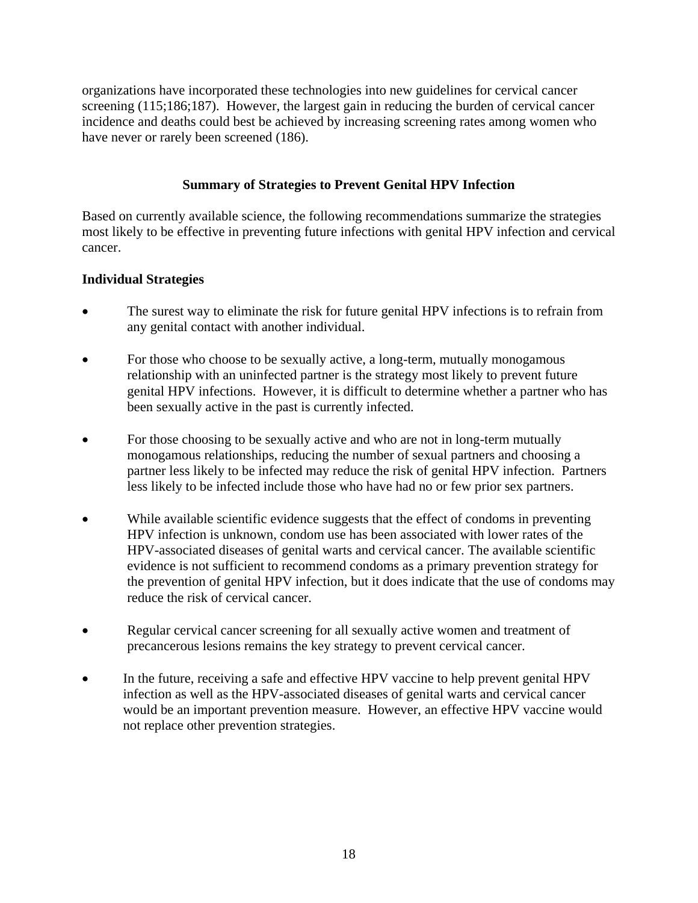organizations have incorporated these technologies into new guidelines for cervical cancer screening (115;186;187). However, the largest gain in reducing the burden of cervical cancer incidence and deaths could best be achieved by increasing screening rates among women who have never or rarely been screened (186).

## Summary of Strategies to Prevent Genital HPV Infection

Based on currently available science, the following recommendations summarize the strategies most likely to be effective in preventing future infections with genital HPV infection and cervical cancer.

### Individual Strategies

- The surest way to eliminate the risk for future genital HPV infections is to refrain from any genital contact with another individual.
- For those who choose to be sexually active, a long-term, mutually monogamous relationship with an uninfected partner is the strategy most likely to prevent future genital HPV infections. However, it is difficult to determine whether a partner who has been sexually active in the past is currently infected.
- For those choosing to be sexually active and who are not in long-term mutually monogamous relationships, reducing the number of sexual partners and choosing a partner less likely to be infected may reduce the risk of genital HPV infection. Partners less likely to be infected include those who have had no or few prior sex partners.
- While available scientific evidence suggests that the effect of condoms in preventing HPV infection is unknown, condom use has been associated with lower rates of the HPV-associated diseases of genital warts and cervical cancer. The available scientific evidence is not sufficient to recommend condoms as a primary prevention strategy for the prevention of genital HPV infection, but it does indicate that the use of condoms may reduce the risk of cervical cancer.
- Regular cervical cancer screening for all sexually active women and treatment of precancerous lesions remains the key strategy to prevent cervical cancer.
- In the future, receiving a safe and effective HPV vaccine to help prevent genital HPV infection as well as the HPV-associated diseases of genital warts and cervical cancer would be an important prevention measure. However, an effective HPV vaccine would not replace other prevention strategies.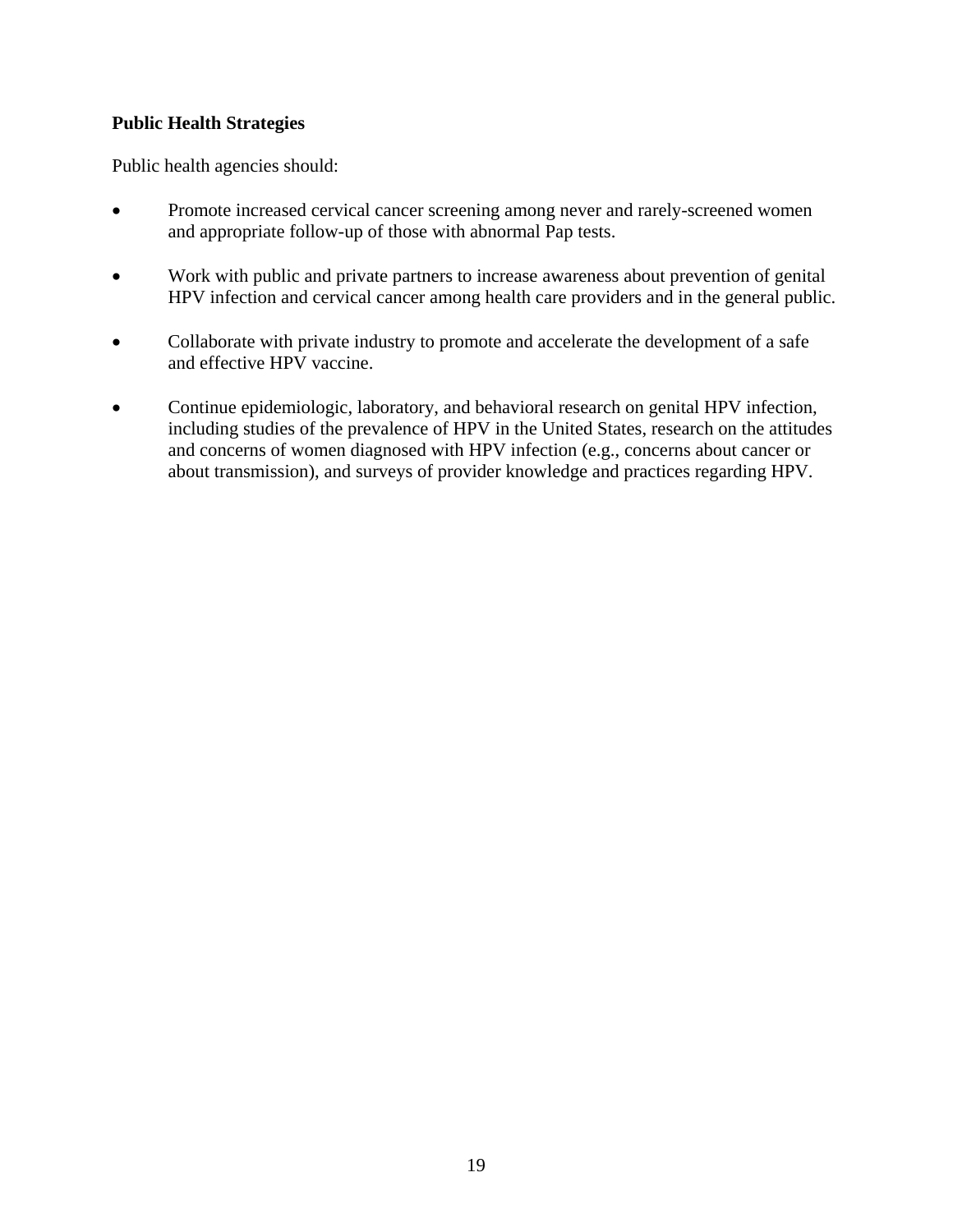**Public Health Strategies**

Public health agencies should:

- Promote increased cervical cancer screening among never and rarely-screened women and appropriate follow-up of those with abnormal Pap tests.
- Work with public and private partners to increase awareness about prevention of genital HPV infection and cervical cancer among health care providers and in the general public.
- Collaborate with private industry to promote and accelerate the development of a safe and effective HPV vaccine.
- Continue epidemiologic, laboratory, and behavioral research on genital HPV infection, including studies of the prevalence of HPV in the United States, research on the attitudes and concerns of women diagnosed with HPV infection (e.g., concerns about cancer or about transmission), and surveys of provider knowledge and practices regarding HPV.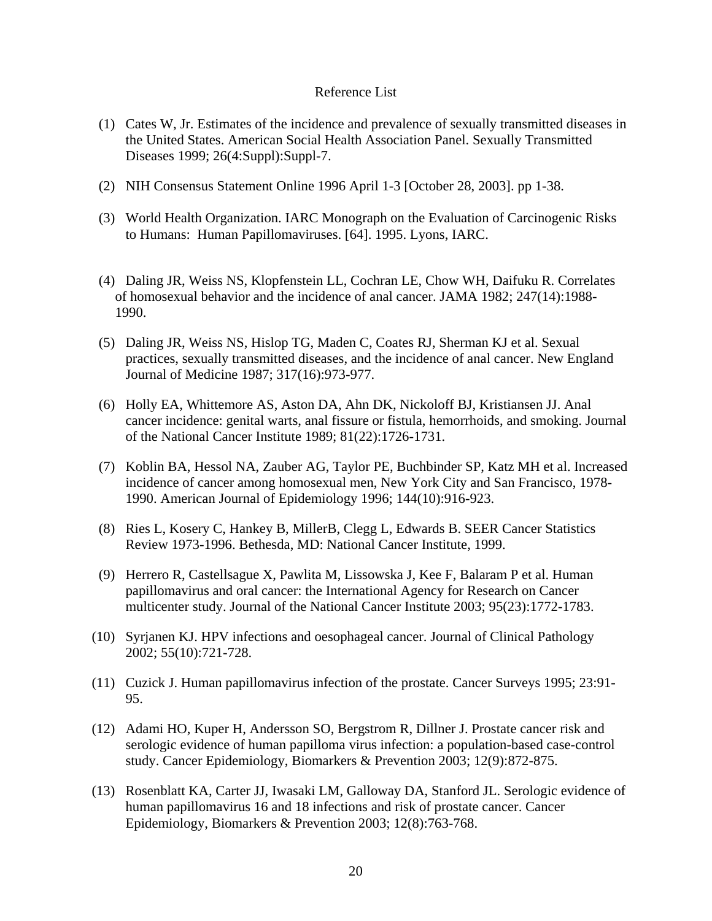# Reference List

(1) Cates W, Jr. Estimates of the incidence and prevalence of sexually transmitted diseases in the United States. American Social Health Association Panel. Sexually Transmitted Diseases 1999; 26(4:Suppl):Suppl-7.

(2) NIH Consensus Statement Online 1996 April 1-3 [October 28, 2003]. pp 1-38.

(3) World Health Organization. IARC Monograph on the Evaluation of Carcinogenic Risks to Humans: Human Papillomaviruses. [64]. 1995. Lyons, IARC.

(4) Daling JR, Weiss NS, Klopfenstein LL, Cochran LE, Chow WH, Daifuku R. Correlates of homosexual behavior and the incidence of anal cancer. JAMA 1982; 247(14):1988-1990.

(5) Daling JR, Weiss NS, Hislop TG, Maden C, Coates RJ, Sherman KJ et al. Sexual practices, sexually transmitted diseases, and the incidence of anal cancer. New England Journal of Medicine 1987; 317(16):973-977.

(6) Holly EA, Whittemore AS, Aston DA, Ahn DK, Nickoloff BJ, Kristiansen JJ. Anal cancer incidence: genital warts, anal fissure or fistula, hemorrhoids, and smoking. Journal of the National Cancer Institute 1989; 81(22):1726-1731.

(7) Koblin BA, Hessol NA, Zauber AG, Taylor PE, Buchbinder SP, Katz MH et al. Increased incidence of cancer among homosexual men, New York City and San Francisco, 1978-1990. American Journal of Epidemiology 1996; 144(10):916-923.

(8) Ries L, Kosery C, Hankey B, MillerB, Clegg L, Edwards B. SEER Cancer Statistics Review 1973-1996. Bethesda, MD: National Cancer Institute, 1999.

(9) Herrero R, Castellsague X, Pawlita M, Lissowska J, Kee F, Balaram P et al. Human papillomavirus and oral cancer: the International Agency for Research on Cancer multicenter study. Journal of the National Cancer Institute 2003; 95(23):1772-1783.

(10) Syrjanen KJ. HPV infections and oesophageal cancer. Journal of Clinical Pathology 2002; 55(10):721-728.

(11) Cuzick J. Human papillomavirus infection of the prostate. Cancer Surveys 1995; 23:91-95.

(12) Adami HO, Kuper H, Andersson SO, Bergstrom R, Dillner J. Prostate cancer risk and serologic evidence of human papilloma virus infection: a population-based case-control study. Cancer Epidemiology, Biomarkers & Prevention 2003; 12(9):872-875.

(13) Rosenblatt KA, Carter JJ, Iwasaki LM, Galloway DA, Stanford JL. Serologic evidence of human papillomavirus 16 and 18 infections and risk of prostate cancer. Cancer Epidemiology, Biomarkers & Prevention 2003; 12(8):763-768.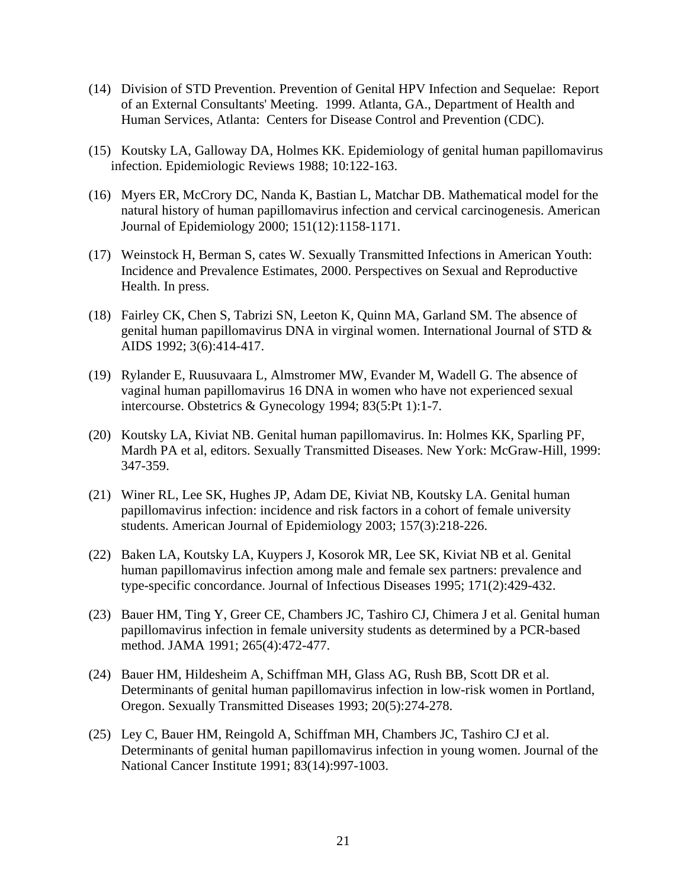(14) Division of STD Prevention. Prevention of Genital HPV Infection and Sequelae: Report of an External Consultants' Meeting. 1999. Atlanta, GA., Department of Health and Human Services, Atlanta: Centers for Disease Control and Prevention (CDC).

(15) Koutsky LA, Galloway DA, Holmes KK. Epidemiology of genital human papillomavirus infection. Epidemiologic Reviews 1988; 10:122-163.

(16) Myers ER, McCrory DC, Nanda K, Bastian L, Matchar DB. Mathematical model for the natural history of human papillomavirus infection and cervical carcinogenesis. American Journal of Epidemiology 2000; 151(12):1158-1171.

(17) Weinstock H, Berman S, cates W. Sexually Transmitted Infections in American Youth: Incidence and Prevalence Estimates, 2000. Perspectives on Sexual and Reproductive Health. In press.

(18) Fairley CK, Chen S, Tabrizi SN, Leeton K, Quinn MA, Garland SM. The absence of genital human papillomavirus DNA in virginal women. International Journal of STD & AIDS 1992; 3(6):414-417.

(19) Rylander E, Ruusuvaara L, Almstromer MW, Evander M, Wadell G. The absence of vaginal human papillomavirus 16 DNA in women who have not experienced sexual intercourse. Obstetrics & Gynecology 1994; 83(5:Pt 1):1-7.

(20) Koutsky LA, Kiviat NB. Genital human papillomavirus. In: Holmes KK, Sparling PF, Mardh PA et al, editors. Sexually Transmitted Diseases. New York: McGraw-Hill, 1999: 347-359.

(21) Winer RL, Lee SK, Hughes JP, Adam DE, Kiviat NB, Koutsky LA. Genital human papillomavirus infection: incidence and risk factors in a cohort of female university students. American Journal of Epidemiology 2003; 157(3):218-226.

(22) Baken LA, Koutsky LA, Kuypers J, Kosorok MR, Lee SK, Kiviat NB et al. Genital human papillomavirus infection among male and female sex partners: prevalence and type-specific concordance. Journal of Infectious Diseases 1995; 171(2):429-432.

(23) Bauer HM, Ting Y, Greer CE, Chambers JC, Tashiro CJ, Chimera J et al. Genital human papillomavirus infection in female university students as determined by a PCR-based method. JAMA 1991; 265(4):472-477.

(24) Bauer HM, Hildesheim A, Schiffman MH, Glass AG, Rush BB, Scott DR et al. Determinants of genital human papillomavirus infection in low-risk women in Portland, Oregon. Sexually Transmitted Diseases 1993; 20(5):274-278.

(25) Ley C, Bauer HM, Reingold A, Schiffman MH, Chambers JC, Tashiro CJ et al. Determinants of genital human papillomavirus infection in young women. Journal of the National Cancer Institute 1991; 83(14):997-1003.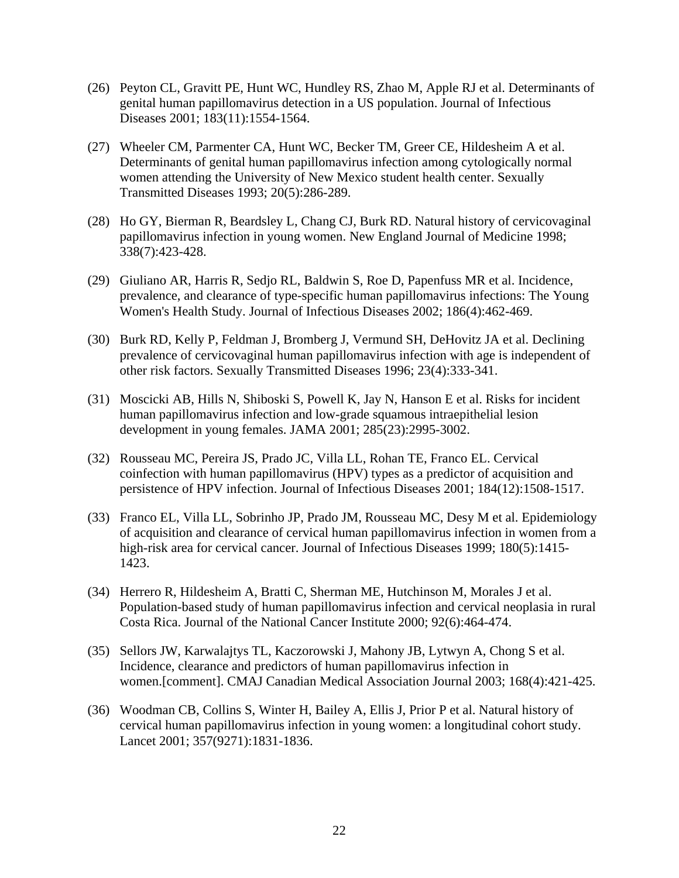(26) Peyton CL, Gravitt PE, Hunt WC, Hundley RS, Zhao M, Apple RJ et al. Determinants of genital human papillomavirus detection in a US population. Journal of Infectious Diseases 2001; 183(11):1554-1564.

(27) Wheeler CM, Parmenter CA, Hunt WC, Becker TM, Greer CE, Hildesheim A et al. Determinants of genital human papillomavirus infection among cytologically normal women attending the University of New Mexico student health center. Sexually Transmitted Diseases 1993; 20(5):286-289.

(28) Ho GY, Bierman R, Beardsley L, Chang CJ, Burk RD. Natural history of cervicovaginal papillomavirus infection in young women. New England Journal of Medicine 1998; 338(7):423-428.

(29) Giuliano AR, Harris R, Sedjo RL, Baldwin S, Roe D, Papenfuss MR et al. Incidence, prevalence, and clearance of type-specific human papillomavirus infections: The Young Women's Health Study. Journal of Infectious Diseases 2002; 186(4):462-469.

(30) Burk RD, Kelly P, Feldman J, Bromberg J, Vermund SH, DeHovitz JA et al. Declining prevalence of cervicovaginal human papillomavirus infection with age is independent of other risk factors. Sexually Transmitted Diseases 1996; 23(4):333-341.

(31) Moscicki AB, Hills N, Shiboski S, Powell K, Jay N, Hanson E et al. Risks for incident human papillomavirus infection and low-grade squamous intraepithelial lesion development in young females. JAMA 2001; 285(23):2995-3002.

(32) Rousseau MC, Pereira JS, Prado JC, Villa LL, Rohan TE, Franco EL. Cervical coinfection with human papillomavirus (HPV) types as a predictor of acquisition and persistence of HPV infection. Journal of Infectious Diseases 2001; 184(12):1508-1517.

(33) Franco EL, Villa LL, Sobrinho JP, Prado JM, Rousseau MC, Desy M et al. Epidemiology of acquisition and clearance of cervical human papillomavirus infection in women from a high-risk area for cervical cancer. Journal of Infectious Diseases 1999; 180(5):1415-1423.

(34) Herrero R, Hildesheim A, Bratti C, Sherman ME, Hutchinson M, Morales J et al. Population-based study of human papillomavirus infection and cervical neoplasia in rural Costa Rica. Journal of the National Cancer Institute 2000; 92(6):464-474.

(35) Sellors JW, Karwalajtys TL, Kaczorowski J, Mahony JB, Lytwyn A, Chong S et al. Incidence, clearance and predictors of human papillomavirus infection in women.[comment]. CMAJ Canadian Medical Association Journal 2003; 168(4):421-425.

(36) Woodman CB, Collins S, Winter H, Bailey A, Ellis J, Prior P et al. Natural history of cervical human papillomavirus infection in young women: a longitudinal cohort study. Lancet 2001; 357(9271):1831-1836.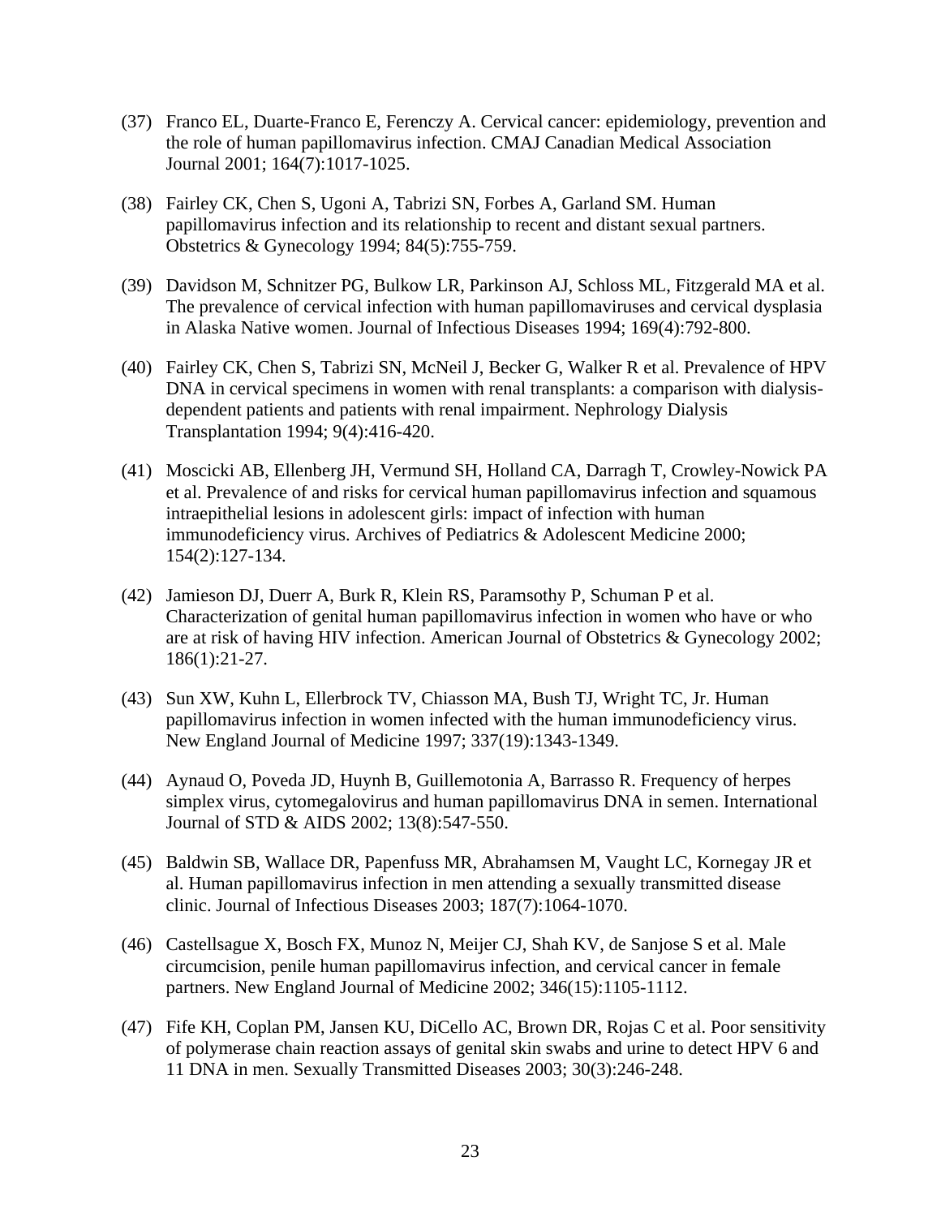(37) Franco EL, Duarte-Franco E, Ferenczy A. Cervical cancer: epidemiology, prevention and the role of human papillomavirus infection. CMAJ Canadian Medical Association Journal 2001; 164(7):1017-1025.

(38) Fairley CK, Chen S, Ugoni A, Tabrizi SN, Forbes A, Garland SM. Human papillomavirus infection and its relationship to recent and distant sexual partners. Obstetrics & Gynecology 1994; 84(5):755-759.

(39) Davidson M, Schnitzer PG, Bulkow LR, Parkinson AJ, Schloss ML, Fitzgerald MA et al. The prevalence of cervical infection with human papillomaviruses and cervical dysplasia in Alaska Native women. Journal of Infectious Diseases 1994; 169(4):792-800.

(40) Fairley CK, Chen S, Tabrizi SN, McNeil J, Becker G, Walker R et al. Prevalence of HPV DNA in cervical specimens in women with renal transplants: a comparison with dialysis-dependent patients and patients with renal impairment. Nephrology Dialysis Transplantation 1994; 9(4):416-420.

(41) Moscicki AB, Ellenberg JH, Vermund SH, Holland CA, Darragh T, Crowley-Nowick PA et al. Prevalence of and risks for cervical human papillomavirus infection and squamous intraepithelial lesions in adolescent girls: impact of infection with human immunodeficiency virus. Archives of Pediatrics & Adolescent Medicine 2000; 154(2):127-134.

(42) Jamieson DJ, Duerr A, Burk R, Klein RS, Paramsothy P, Schuman P et al. Characterization of genital human papillomavirus infection in women who have or who are at risk of having HIV infection. American Journal of Obstetrics & Gynecology 2002; 186(1):21-27.

(43) Sun XW, Kuhn L, Ellerbrock TV, Chiasson MA, Bush TJ, Wright TC, Jr. Human papillomavirus infection in women infected with the human immunodeficiency virus. New England Journal of Medicine 1997; 337(19):1343-1349.

(44) Aynaud O, Poveda JD, Huynh B, Guillemotonia A, Barrasso R. Frequency of herpes simplex virus, cytomegalovirus and human papillomavirus DNA in semen. International Journal of STD & AIDS 2002; 13(8):547-550.

(45) Baldwin SB, Wallace DR, Papenfuss MR, Abrahamsen M, Vaught LC, Kornegay JR et al. Human papillomavirus infection in men attending a sexually transmitted disease clinic. Journal of Infectious Diseases 2003; 187(7):1064-1070.

(46) Castellsague X, Bosch FX, Munoz N, Meijer CJ, Shah KV, de Sanjose S et al. Male circumcision, penile human papillomavirus infection, and cervical cancer in female partners. New England Journal of Medicine 2002; 346(15):1105-1112.

(47) Fife KH, Coplan PM, Jansen KU, DiCello AC, Brown DR, Rojas C et al. Poor sensitivity of polymerase chain reaction assays of genital skin swabs and urine to detect HPV 6 and 11 DNA in men. Sexually Transmitted Diseases 2003; 30(3):246-248.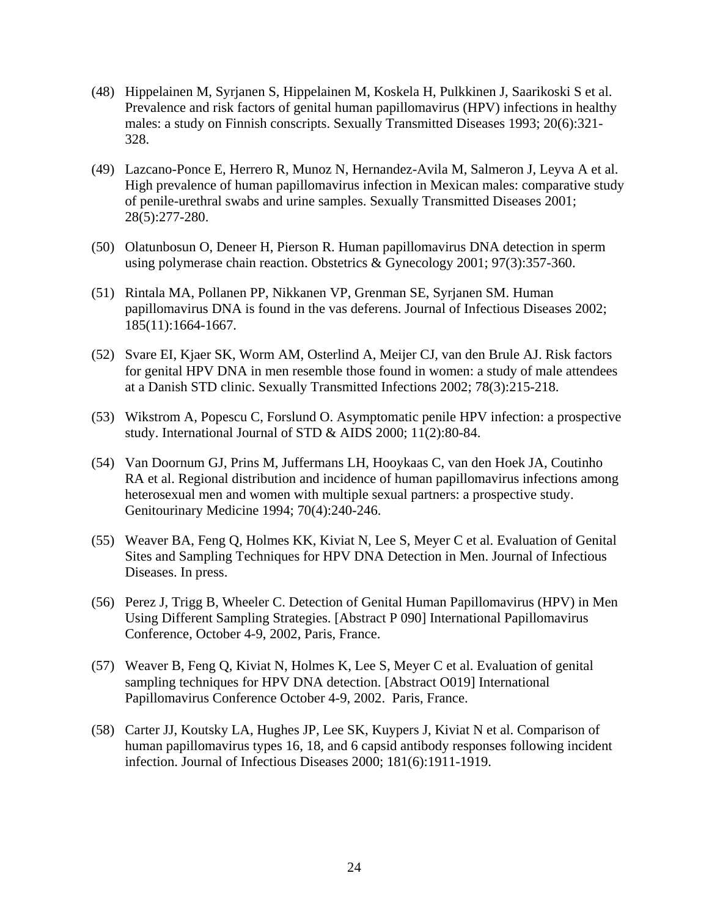(48) Hippelainen M, Syrjanen S, Hippelainen M, Koskela H, Pulkkinen J, Saarikoski S et al. Prevalence and risk factors of genital human papillomavirus (HPV) infections in healthy males: a study on Finnish conscripts. Sexually Transmitted Diseases 1993; 20(6):321-328.

(49) Lazcano-Ponce E, Herrero R, Munoz N, Hernandez-Avila M, Salmeron J, Leyva A et al. High prevalence of human papillomavirus infection in Mexican males: comparative study of penile-urethral swabs and urine samples. Sexually Transmitted Diseases 2001; 28(5):277-280.

(50) Olatunbosun O, Deneer H, Pierson R. Human papillomavirus DNA detection in sperm using polymerase chain reaction. Obstetrics & Gynecology 2001; 97(3):357-360.

(51) Rintala MA, Pollanen PP, Nikkanen VP, Grenman SE, Syrjanen SM. Human papillomavirus DNA is found in the vas deferens. Journal of Infectious Diseases 2002; 185(11):1664-1667.

(52) Svare EI, Kjaer SK, Worm AM, Osterlind A, Meijer CJ, van den Brule AJ. Risk factors for genital HPV DNA in men resemble those found in women: a study of male attendees at a Danish STD clinic. Sexually Transmitted Infections 2002; 78(3):215-218.

(53) Wikstrom A, Popescu C, Forslund O. Asymptomatic penile HPV infection: a prospective study. International Journal of STD & AIDS 2000; 11(2):80-84.

(54) Van Doornum GJ, Prins M, Juffermans LH, Hooykaas C, van den Hoek JA, Coutinho RA et al. Regional distribution and incidence of human papillomavirus infections among heterosexual men and women with multiple sexual partners: a prospective study. Genitourinary Medicine 1994; 70(4):240-246.

(55) Weaver BA, Feng Q, Holmes KK, Kiviat N, Lee S, Meyer C et al. Evaluation of Genital Sites and Sampling Techniques for HPV DNA Detection in Men. Journal of Infectious Diseases. In press.

(56) Perez J, Trigg B, Wheeler C. Detection of Genital Human Papillomavirus (HPV) in Men Using Different Sampling Strategies. [Abstract P 090] International Papillomavirus Conference, October 4-9, 2002, Paris, France.

(57) Weaver B, Feng Q, Kiviat N, Holmes K, Lee S, Meyer C et al. Evaluation of genital sampling techniques for HPV DNA detection. [Abstract O019] International Papillomavirus Conference October 4-9, 2002. Paris, France.

(58) Carter JJ, Koutsky LA, Hughes JP, Lee SK, Kuypers J, Kiviat N et al. Comparison of human papillomavirus types 16, 18, and 6 capsid antibody responses following incident infection. Journal of Infectious Diseases 2000; 181(6):1911-1919.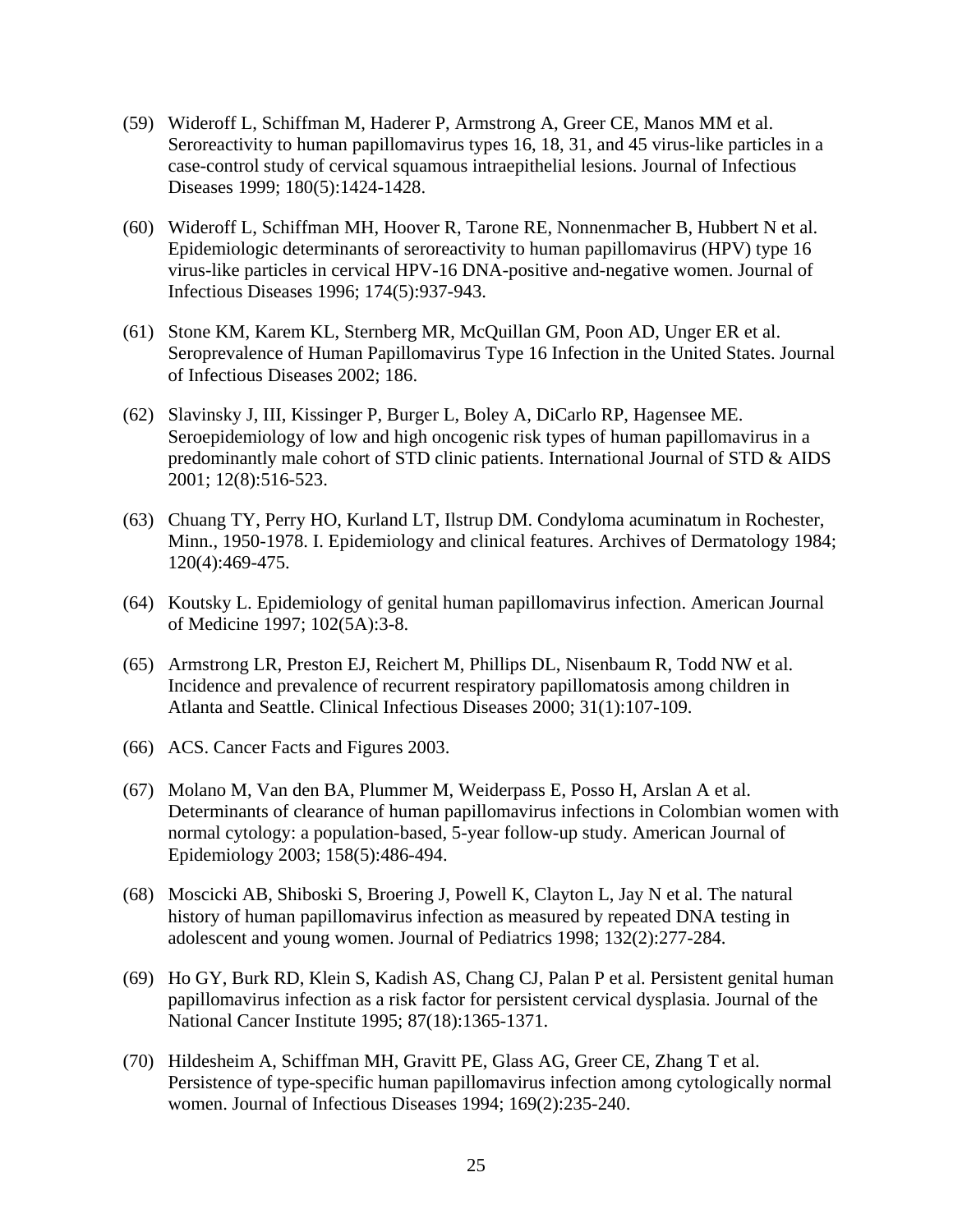(59) Wideroff L, Schiffman M, Haderer P, Armstrong A, Greer CE, Manos MM et al. Seroreactivity to human papillomavirus types 16, 18, 31, and 45 virus-like particles in a case-control study of cervical squamous intraepithelial lesions. Journal of Infectious Diseases 1999; 180(5):1424-1428.

(60) Wideroff L, Schiffman MH, Hoover R, Tarone RE, Nonnenmacher B, Hubbert N et al. Epidemiologic determinants of seroreactivity to human papillomavirus (HPV) type 16 virus-like particles in cervical HPV-16 DNA-positive and-negative women. Journal of Infectious Diseases 1996; 174(5):937-943.

(61) Stone KM, Karem KL, Sternberg MR, McQuillan GM, Poon AD, Unger ER et al. Seroprevalence of Human Papillomavirus Type 16 Infection in the United States. Journal of Infectious Diseases 2002; 186.

(62) Slavinsky J, III, Kissinger P, Burger L, Boley A, DiCarlo RP, Hagensee ME. Seroepidemiology of low and high oncogenic risk types of human papillomavirus in a predominantly male cohort of STD clinic patients. International Journal of STD & AIDS 2001; 12(8):516-523.

(63) Chuang TY, Perry HO, Kurland LT, Ilstrup DM. Condyloma acuminatum in Rochester, Minn., 1950-1978. I. Epidemiology and clinical features. Archives of Dermatology 1984; 120(4):469-475.

(64) Koutsky L. Epidemiology of genital human papillomavirus infection. American Journal of Medicine 1997; 102(5A):3-8.

(65) Armstrong LR, Preston EJ, Reichert M, Phillips DL, Nisenbaum R, Todd NW et al. Incidence and prevalence of recurrent respiratory papillomatosis among children in Atlanta and Seattle. Clinical Infectious Diseases 2000; 31(1):107-109.

(66) ACS. Cancer Facts and Figures 2003.

(67) Molano M, Van den BA, Plummer M, Weiderpass E, Posso H, Arslan A et al. Determinants of clearance of human papillomavirus infections in Colombian women with normal cytology: a population-based, 5-year follow-up study. American Journal of Epidemiology 2003; 158(5):486-494.

(68) Moscicki AB, Shiboski S, Broering J, Powell K, Clayton L, Jay N et al. The natural history of human papillomavirus infection as measured by repeated DNA testing in adolescent and young women. Journal of Pediatrics 1998; 132(2):277-284.

(69) Ho GY, Burk RD, Klein S, Kadish AS, Chang CJ, Palan P et al. Persistent genital human papillomavirus infection as a risk factor for persistent cervical dysplasia. Journal of the National Cancer Institute 1995; 87(18):1365-1371.

(70) Hildesheim A, Schiffman MH, Gravitt PE, Glass AG, Greer CE, Zhang T et al. Persistence of type-specific human papillomavirus infection among cytologically normal women. Journal of Infectious Diseases 1994; 169(2):235-240.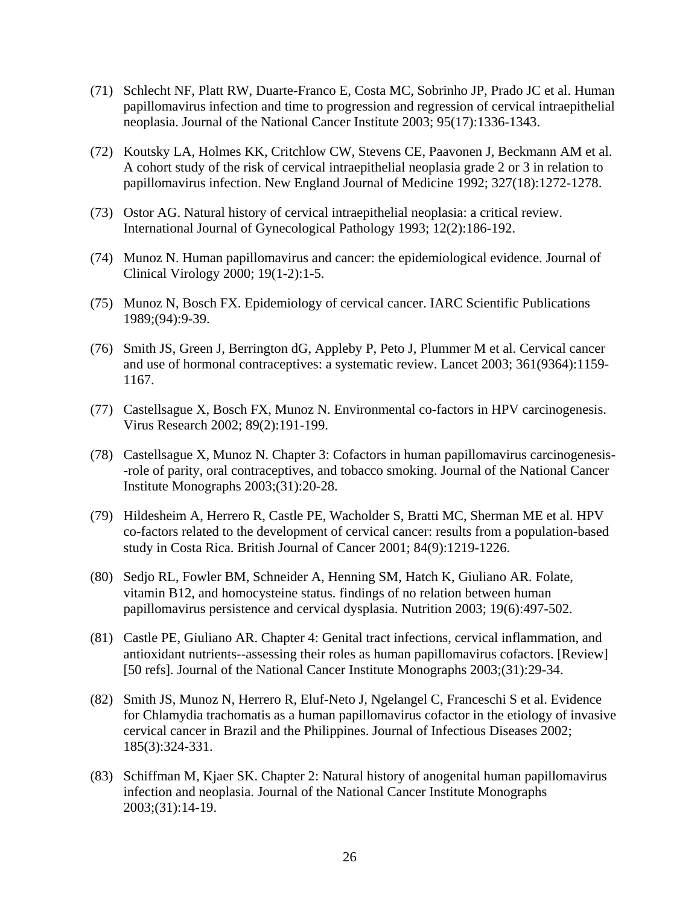(71) Schlecht NF, Platt RW, Duarte-Franco E, Costa MC, Sobrinho JP, Prado JC et al. Human papillomavirus infection and time to progression and regression of cervical intraepithelial neoplasia. Journal of the National Cancer Institute 2003; 95(17):1336-1343.

(72) Koutsky LA, Holmes KK, Critchlow CW, Stevens CE, Paavonen J, Beckmann AM et al. A cohort study of the risk of cervical intraepithelial neoplasia grade 2 or 3 in relation to papillomavirus infection. New England Journal of Medicine 1992; 327(18):1272-1278.

(73) Ostor AG. Natural history of cervical intraepithelial neoplasia: a critical review. International Journal of Gynecological Pathology 1993; 12(2):186-192.

(74) Munoz N. Human papillomavirus and cancer: the epidemiological evidence. Journal of Clinical Virology 2000; 19(1-2):1-5.

(75) Munoz N, Bosch FX. Epidemiology of cervical cancer. IARC Scientific Publications 1989;(94):9-39.

(76) Smith JS, Green J, Berrington dG, Appleby P, Peto J, Plummer M et al. Cervical cancer and use of hormonal contraceptives: a systematic review. Lancet 2003; 361(9364):1159-1167.

(77) Castellsague X, Bosch FX, Munoz N. Environmental co-factors in HPV carcinogenesis. Virus Research 2002; 89(2):191-199.

(78) Castellsague X, Munoz N. Chapter 3: Cofactors in human papillomavirus carcinogenesis--role of parity, oral contraceptives, and tobacco smoking. Journal of the National Cancer Institute Monographs 2003;(31):20-28.

(79) Hildesheim A, Herrero R, Castle PE, Wacholder S, Bratti MC, Sherman ME et al. HPV co-factors related to the development of cervical cancer: results from a population-based study in Costa Rica. British Journal of Cancer 2001; 84(9):1219-1226.

(80) Sedjo RL, Fowler BM, Schneider A, Henning SM, Hatch K, Giuliano AR. Folate, vitamin B12, and homocysteine status. findings of no relation between human papillomavirus persistence and cervical dysplasia. Nutrition 2003; 19(6):497-502.

(81) Castle PE, Giuliano AR. Chapter 4: Genital tract infections, cervical inflammation, and antioxidant nutrients--assessing their roles as human papillomavirus cofactors. [Review] [50 refs]. Journal of the National Cancer Institute Monographs 2003;(31):29-34.

(82) Smith JS, Munoz N, Herrero R, Eluf-Neto J, Ngelangel C, Franceschi S et al. Evidence for Chlamydia trachomatis as a human papillomavirus cofactor in the etiology of invasive cervical cancer in Brazil and the Philippines. Journal of Infectious Diseases 2002; 185(3):324-331.

(83) Schiffman M, Kjaer SK. Chapter 2: Natural history of anogenital human papillomavirus infection and neoplasia. Journal of the National Cancer Institute Monographs 2003;(31):14-19.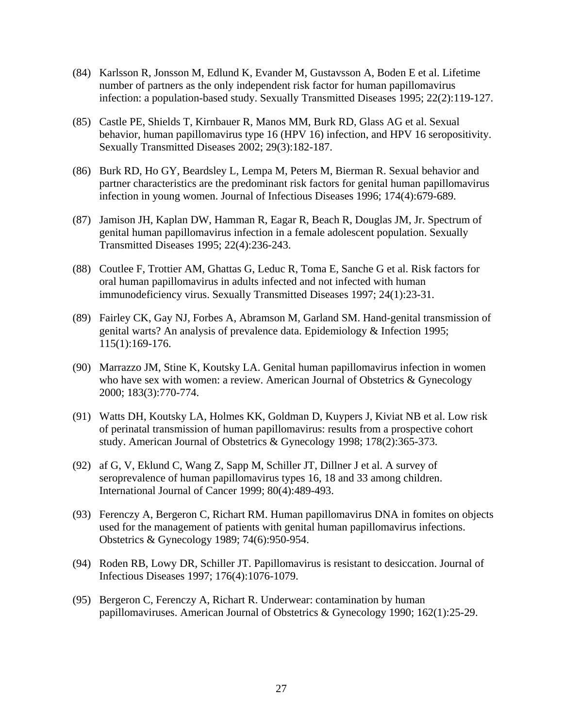(84) Karlsson R, Jonsson M, Edlund K, Evander M, Gustavsson A, Boden E et al. Lifetime number of partners as the only independent risk factor for human papillomavirus infection: a population-based study. Sexually Transmitted Diseases 1995; 22(2):119-127.

(85) Castle PE, Shields T, Kirnbauer R, Manos MM, Burk RD, Glass AG et al. Sexual behavior, human papillomavirus type 16 (HPV 16) infection, and HPV 16 seropositivity. Sexually Transmitted Diseases 2002; 29(3):182-187.

(86) Burk RD, Ho GY, Beardsley L, Lempa M, Peters M, Bierman R. Sexual behavior and partner characteristics are the predominant risk factors for genital human papillomavirus infection in young women. Journal of Infectious Diseases 1996; 174(4):679-689.

(87) Jamison JH, Kaplan DW, Hamman R, Eagar R, Beach R, Douglas JM, Jr. Spectrum of genital human papillomavirus infection in a female adolescent population. Sexually Transmitted Diseases 1995; 22(4):236-243.

(88) Coutlee F, Trottier AM, Ghattas G, Leduc R, Toma E, Sanche G et al. Risk factors for oral human papillomavirus in adults infected and not infected with human immunodeficiency virus. Sexually Transmitted Diseases 1997; 24(1):23-31.

(89) Fairley CK, Gay NJ, Forbes A, Abramson M, Garland SM. Hand-genital transmission of genital warts? An analysis of prevalence data. Epidemiology & Infection 1995; 115(1):169-176.

(90) Marrazzo JM, Stine K, Koutsky LA. Genital human papillomavirus infection in women who have sex with women: a review. American Journal of Obstetrics & Gynecology 2000; 183(3):770-774.

(91) Watts DH, Koutsky LA, Holmes KK, Goldman D, Kuypers J, Kiviat NB et al. Low risk of perinatal transmission of human papillomavirus: results from a prospective cohort study. American Journal of Obstetrics & Gynecology 1998; 178(2):365-373.

(92) af G, V, Eklund C, Wang Z, Sapp M, Schiller JT, Dillner J et al. A survey of seroprevalence of human papillomavirus types 16, 18 and 33 among children. International Journal of Cancer 1999; 80(4):489-493.

(93) Ferenczy A, Bergeron C, Richart RM. Human papillomavirus DNA in fomites on objects used for the management of patients with genital human papillomavirus infections. Obstetrics & Gynecology 1989; 74(6):950-954.

(94) Roden RB, Lowy DR, Schiller JT. Papillomavirus is resistant to desiccation. Journal of Infectious Diseases 1997; 176(4):1076-1079.

(95) Bergeron C, Ferenczy A, Richart R. Underwear: contamination by human papillomaviruses. American Journal of Obstetrics & Gynecology 1990; 162(1):25-29.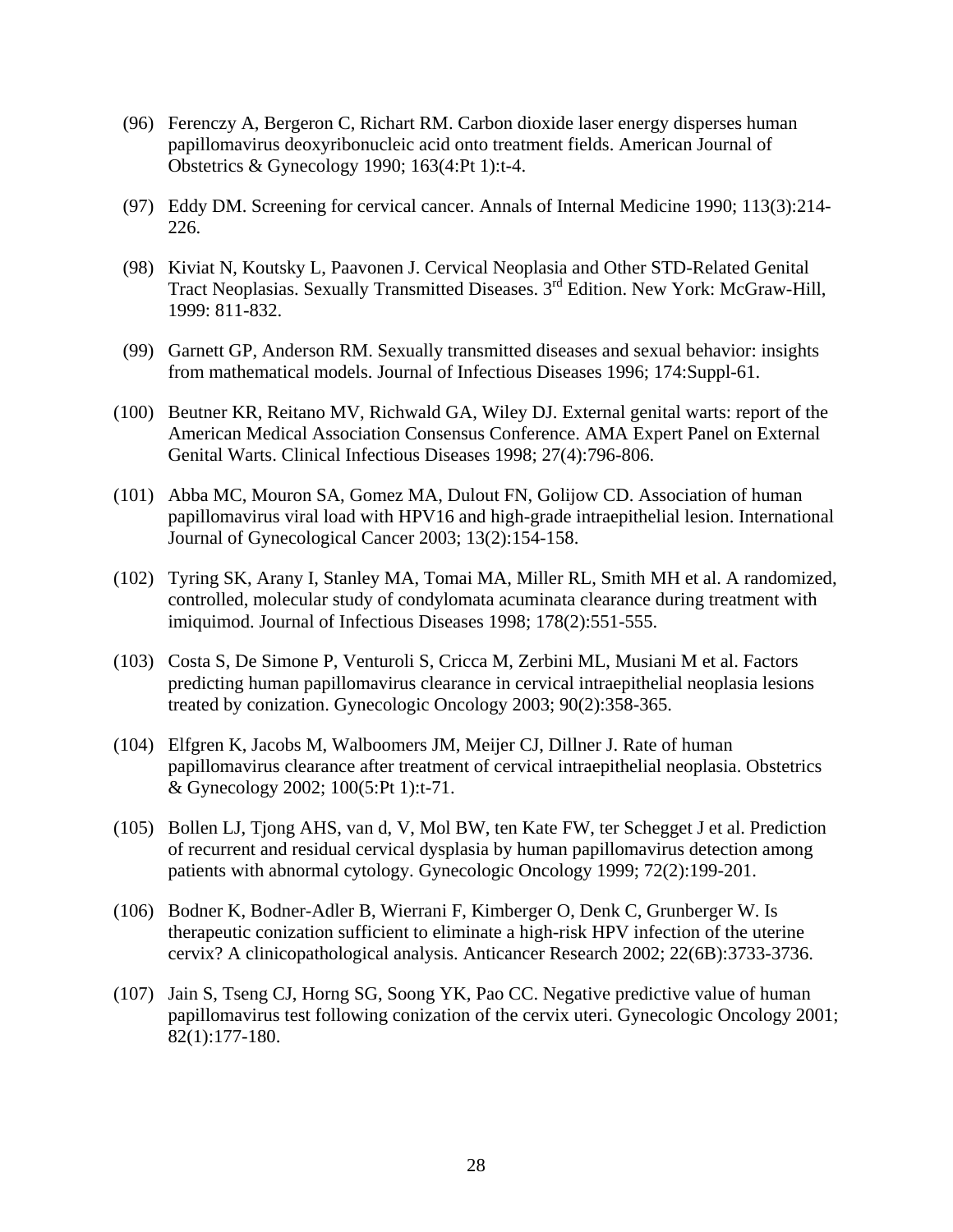(96) Ferenczy A, Bergeron C, Richart RM. Carbon dioxide laser energy disperses human papillomavirus deoxyribonucleic acid onto treatment fields. American Journal of Obstetrics & Gynecology 1990; 163(4:Pt 1):t-4.

(97) Eddy DM. Screening for cervical cancer. Annals of Internal Medicine 1990; 113(3):214-226.

(98) Kiviat N, Koutsky L, Paavonen J. Cervical Neoplasia and Other STD-Related Genital Tract Neoplasias. Sexually Transmitted Diseases. 3rd Edition. New York: McGraw-Hill, 1999: 811-832.

(99) Garnett GP, Anderson RM. Sexually transmitted diseases and sexual behavior: insights from mathematical models. Journal of Infectious Diseases 1996; 174:Suppl-61.

(100) Beutner KR, Reitano MV, Richwald GA, Wiley DJ. External genital warts: report of the American Medical Association Consensus Conference. AMA Expert Panel on External Genital Warts. Clinical Infectious Diseases 1998; 27(4):796-806.

(101) Abba MC, Mouron SA, Gomez MA, Dulout FN, Golijow CD. Association of human papillomavirus viral load with HPV16 and high-grade intraepithelial lesion. International Journal of Gynecological Cancer 2003; 13(2):154-158.

(102) Tyring SK, Arany I, Stanley MA, Tomai MA, Miller RL, Smith MH et al. A randomized, controlled, molecular study of condylomata acuminata clearance during treatment with imiquimod. Journal of Infectious Diseases 1998; 178(2):551-555.

(103) Costa S, De Simone P, Venturoli S, Cricca M, Zerbini ML, Musiani M et al. Factors predicting human papillomavirus clearance in cervical intraepithelial neoplasia lesions treated by conization. Gynecologic Oncology 2003; 90(2):358-365.

(104) Elfgren K, Jacobs M, Walboomers JM, Meijer CJ, Dillner J. Rate of human papillomavirus clearance after treatment of cervical intraepithelial neoplasia. Obstetrics & Gynecology 2002; 100(5:Pt 1):t-71.

(105) Bollen LJ, Tjong AHS, van d, V, Mol BW, ten Kate FW, ter Schegget J et al. Prediction of recurrent and residual cervical dysplasia by human papillomavirus detection among patients with abnormal cytology. Gynecologic Oncology 1999; 72(2):199-201.

(106) Bodner K, Bodner-Adler B, Wierrani F, Kimberger O, Denk C, Grunberger W. Is therapeutic conization sufficient to eliminate a high-risk HPV infection of the uterine cervix? A clinicopathological analysis. Anticancer Research 2002; 22(6B):3733-3736.

(107) Jain S, Tseng CJ, Horng SG, Soong YK, Pao CC. Negative predictive value of human papillomavirus test following conization of the cervix uteri. Gynecologic Oncology 2001; 82(1):177-180.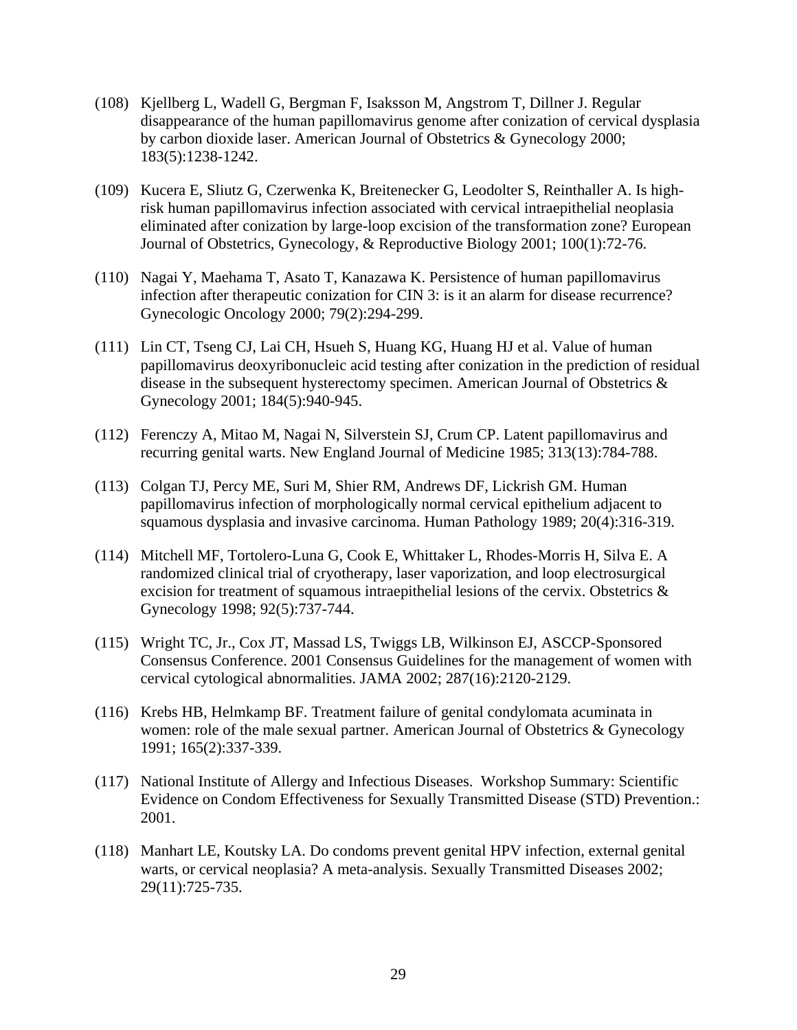(108) Kjellberg L, Wadell G, Bergman F, Isaksson M, Angstrom T, Dillner J. Regular disappearance of the human papillomavirus genome after conization of cervical dysplasia by carbon dioxide laser. American Journal of Obstetrics & Gynecology 2000; 183(5):1238-1242.

(109) Kucera E, Sliutz G, Czerwenka K, Breitenecker G, Leodolter S, Reinthaller A. Is high-risk human papillomavirus infection associated with cervical intraepithelial neoplasia eliminated after conization by large-loop excision of the transformation zone? European Journal of Obstetrics, Gynecology, & Reproductive Biology 2001; 100(1):72-76.

(110) Nagai Y, Maehama T, Asato T, Kanazawa K. Persistence of human papillomavirus infection after therapeutic conization for CIN 3: is it an alarm for disease recurrence? Gynecologic Oncology 2000; 79(2):294-299.

(111) Lin CT, Tseng CJ, Lai CH, Hsueh S, Huang KG, Huang HJ et al. Value of human papillomavirus deoxyribonucleic acid testing after conization in the prediction of residual disease in the subsequent hysterectomy specimen. American Journal of Obstetrics & Gynecology 2001; 184(5):940-945.

(112) Ferenczy A, Mitao M, Nagai N, Silverstein SJ, Crum CP. Latent papillomavirus and recurring genital warts. New England Journal of Medicine 1985; 313(13):784-788.

(113) Colgan TJ, Percy ME, Suri M, Shier RM, Andrews DF, Lickrish GM. Human papillomavirus infection of morphologically normal cervical epithelium adjacent to squamous dysplasia and invasive carcinoma. Human Pathology 1989; 20(4):316-319.

(114) Mitchell MF, Tortolero-Luna G, Cook E, Whittaker L, Rhodes-Morris H, Silva E. A randomized clinical trial of cryotherapy, laser vaporization, and loop electrosurgical excision for treatment of squamous intraepithelial lesions of the cervix. Obstetrics & Gynecology 1998; 92(5):737-744.

(115) Wright TC, Jr., Cox JT, Massad LS, Twiggs LB, Wilkinson EJ, ASCCP-Sponsored Consensus Conference. 2001 Consensus Guidelines for the management of women with cervical cytological abnormalities. JAMA 2002; 287(16):2120-2129.

(116) Krebs HB, Helmkamp BF. Treatment failure of genital condylomata acuminata in women: role of the male sexual partner. American Journal of Obstetrics & Gynecology 1991; 165(2):337-339.

(117) National Institute of Allergy and Infectious Diseases. Workshop Summary: Scientific Evidence on Condom Effectiveness for Sexually Transmitted Disease (STD) Prevention.: 2001.

(118) Manhart LE, Koutsky LA. Do condoms prevent genital HPV infection, external genital warts, or cervical neoplasia? A meta-analysis. Sexually Transmitted Diseases 2002; 29(11):725-735.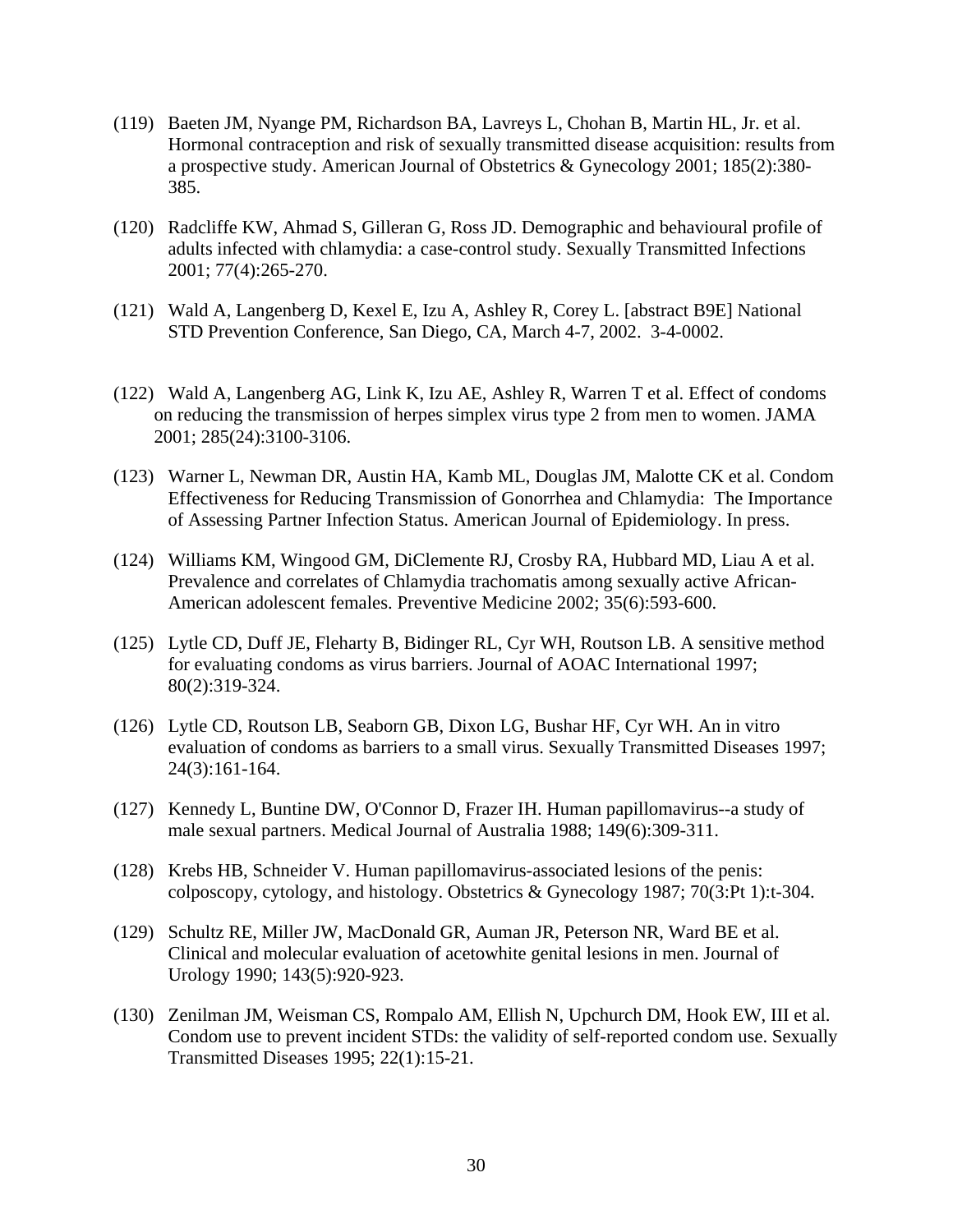(119) Baeten JM, Nyange PM, Richardson BA, Lavreys L, Chohan B, Martin HL, Jr. et al. Hormonal contraception and risk of sexually transmitted disease acquisition: results from a prospective study. American Journal of Obstetrics & Gynecology 2001; 185(2):380-385.

(120) Radcliffe KW, Ahmad S, Gilleran G, Ross JD. Demographic and behavioural profile of adults infected with chlamydia: a case-control study. Sexually Transmitted Infections 2001; 77(4):265-270.

(121) Wald A, Langenberg D, Kexel E, Izu A, Ashley R, Corey L. [abstract B9E] National STD Prevention Conference, San Diego, CA, March 4-7, 2002. 3-4-0002.

(122) Wald A, Langenberg AG, Link K, Izu AE, Ashley R, Warren T et al. Effect of condoms on reducing the transmission of herpes simplex virus type 2 from men to women. JAMA 2001; 285(24):3100-3106.

(123) Warner L, Newman DR, Austin HA, Kamb ML, Douglas JM, Malotte CK et al. Condom Effectiveness for Reducing Transmission of Gonorrhea and Chlamydia: The Importance of Assessing Partner Infection Status. American Journal of Epidemiology. In press.

(124) Williams KM, Wingood GM, DiClemente RJ, Crosby RA, Hubbard MD, Liau A et al. Prevalence and correlates of Chlamydia trachomatis among sexually active African-American adolescent females. Preventive Medicine 2002; 35(6):593-600.

(125) Lytle CD, Duff JE, Fleharty B, Bidinger RL, Cyr WH, Routson LB. A sensitive method for evaluating condoms as virus barriers. Journal of AOAC International 1997; 80(2):319-324.

(126) Lytle CD, Routson LB, Seaborn GB, Dixon LG, Bushar HF, Cyr WH. An in vitro evaluation of condoms as barriers to a small virus. Sexually Transmitted Diseases 1997; 24(3):161-164.

(127) Kennedy L, Buntine DW, O'Connor D, Frazer IH. Human papillomavirus--a study of male sexual partners. Medical Journal of Australia 1988; 149(6):309-311.

(128) Krebs HB, Schneider V. Human papillomavirus-associated lesions of the penis: colposcopy, cytology, and histology. Obstetrics & Gynecology 1987; 70(3:Pt 1):t-304.

(129) Schultz RE, Miller JW, MacDonald GR, Auman JR, Peterson NR, Ward BE et al. Clinical and molecular evaluation of acetowhite genital lesions in men. Journal of Urology 1990; 143(5):920-923.

(130) Zenilman JM, Weisman CS, Rompalo AM, Ellish N, Upchurch DM, Hook EW, III et al. Condom use to prevent incident STDs: the validity of self-reported condom use. Sexually Transmitted Diseases 1995; 22(1):15-21.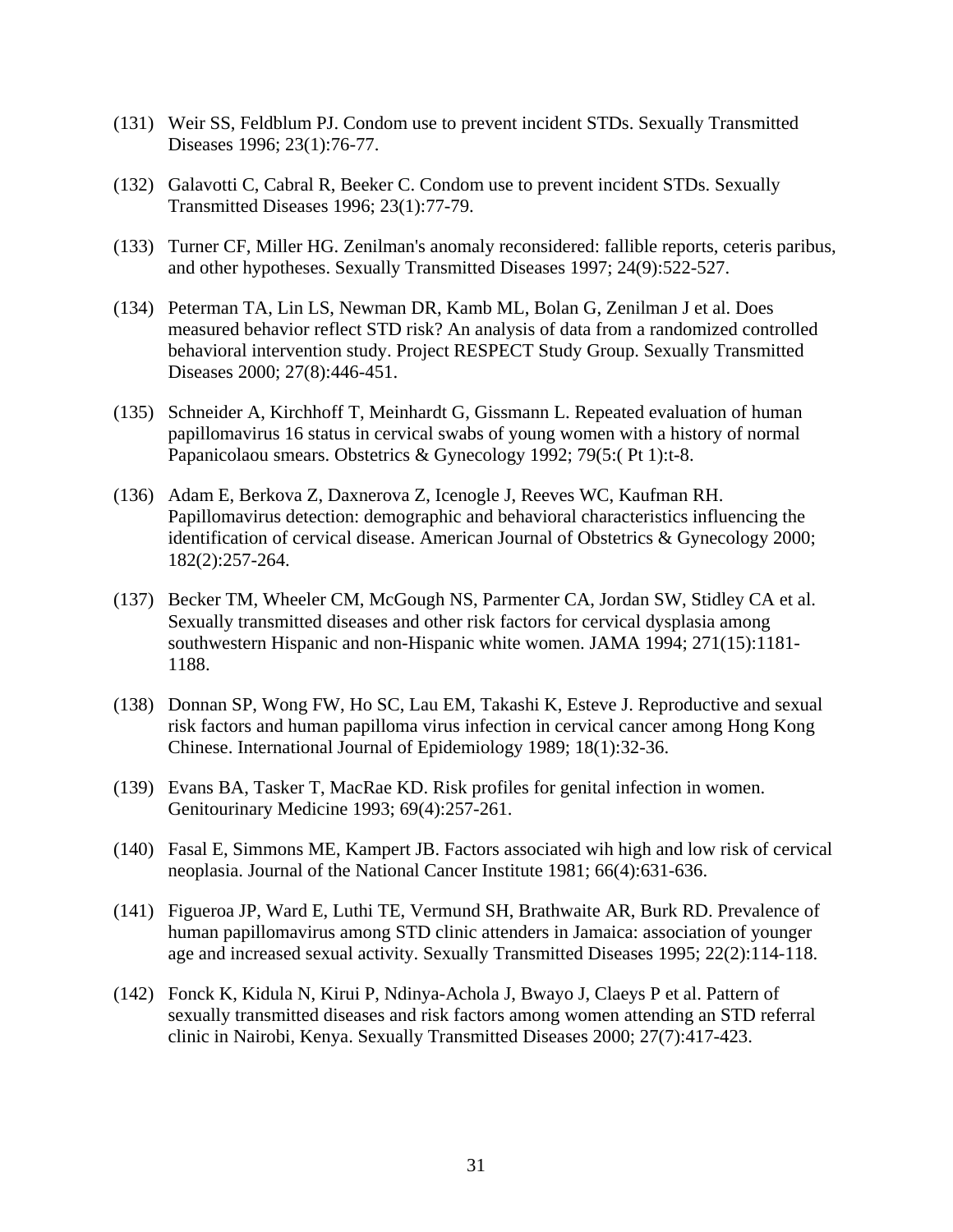(131) Weir SS, Feldblum PJ. Condom use to prevent incident STDs. Sexually Transmitted Diseases 1996; 23(1):76-77.

(132) Galavotti C, Cabral R, Beeker C. Condom use to prevent incident STDs. Sexually Transmitted Diseases 1996; 23(1):77-79.

(133) Turner CF, Miller HG. Zenilman's anomaly reconsidered: fallible reports, ceteris paribus, and other hypotheses. Sexually Transmitted Diseases 1997; 24(9):522-527.

(134) Peterman TA, Lin LS, Newman DR, Kamb ML, Bolan G, Zenilman J et al. Does measured behavior reflect STD risk? An analysis of data from a randomized controlled behavioral intervention study. Project RESPECT Study Group. Sexually Transmitted Diseases 2000; 27(8):446-451.

(135) Schneider A, Kirchhoff T, Meinhardt G, Gissmann L. Repeated evaluation of human papillomavirus 16 status in cervical swabs of young women with a history of normal Papanicolaou smears. Obstetrics & Gynecology 1992; 79(5:( Pt 1):t-8.

(136) Adam E, Berkova Z, Daxnerova Z, Icenogle J, Reeves WC, Kaufman RH. Papillomavirus detection: demographic and behavioral characteristics influencing the identification of cervical disease. American Journal of Obstetrics & Gynecology 2000; 182(2):257-264.

(137) Becker TM, Wheeler CM, McGough NS, Parmenter CA, Jordan SW, Stidley CA et al. Sexually transmitted diseases and other risk factors for cervical dysplasia among southwestern Hispanic and non-Hispanic white women. JAMA 1994; 271(15):1181-1188.

(138) Donnan SP, Wong FW, Ho SC, Lau EM, Takashi K, Esteve J. Reproductive and sexual risk factors and human papilloma virus infection in cervical cancer among Hong Kong Chinese. International Journal of Epidemiology 1989; 18(1):32-36.

(139) Evans BA, Tasker T, MacRae KD. Risk profiles for genital infection in women. Genitourinary Medicine 1993; 69(4):257-261.

(140) Fasal E, Simmons ME, Kampert JB. Factors associated wih high and low risk of cervical neoplasia. Journal of the National Cancer Institute 1981; 66(4):631-636.

(141) Figueroa JP, Ward E, Luthi TE, Vermund SH, Brathwaite AR, Burk RD. Prevalence of human papillomavirus among STD clinic attenders in Jamaica: association of younger age and increased sexual activity. Sexually Transmitted Diseases 1995; 22(2):114-118.

(142) Fonck K, Kidula N, Kirui P, Ndinya-Achola J, Bwayo J, Claeys P et al. Pattern of sexually transmitted diseases and risk factors among women attending an STD referral clinic in Nairobi, Kenya. Sexually Transmitted Diseases 2000; 27(7):417-423.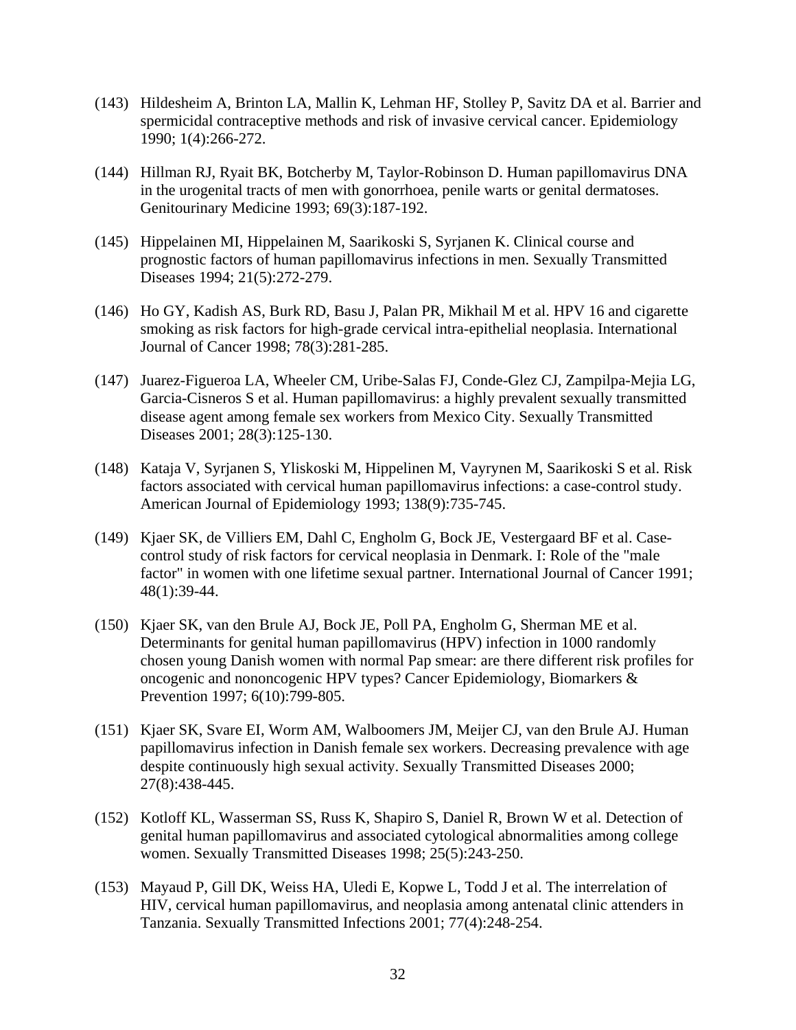(143) Hildesheim A, Brinton LA, Mallin K, Lehman HF, Stolley P, Savitz DA et al. Barrier and spermicidal contraceptive methods and risk of invasive cervical cancer. Epidemiology 1990; 1(4):266-272.

(144) Hillman RJ, Ryait BK, Botcherby M, Taylor-Robinson D. Human papillomavirus DNA in the urogenital tracts of men with gonorrhoea, penile warts or genital dermatoses. Genitourinary Medicine 1993; 69(3):187-192.

(145) Hippelainen MI, Hippelainen M, Saarikoski S, Syrjanen K. Clinical course and prognostic factors of human papillomavirus infections in men. Sexually Transmitted Diseases 1994; 21(5):272-279.

(146) Ho GY, Kadish AS, Burk RD, Basu J, Palan PR, Mikhail M et al. HPV 16 and cigarette smoking as risk factors for high-grade cervical intra-epithelial neoplasia. International Journal of Cancer 1998; 78(3):281-285.

(147) Juarez-Figueroa LA, Wheeler CM, Uribe-Salas FJ, Conde-Glez CJ, Zampilpa-Mejia LG, Garcia-Cisneros S et al. Human papillomavirus: a highly prevalent sexually transmitted disease agent among female sex workers from Mexico City. Sexually Transmitted Diseases 2001; 28(3):125-130.

(148) Kataja V, Syrjanen S, Yliskoski M, Hippelinen M, Vayrynen M, Saarikoski S et al. Risk factors associated with cervical human papillomavirus infections: a case-control study. American Journal of Epidemiology 1993; 138(9):735-745.

(149) Kjaer SK, de Villiers EM, Dahl C, Engholm G, Bock JE, Vestergaard BF et al. Case-control study of risk factors for cervical neoplasia in Denmark. I: Role of the "male factor" in women with one lifetime sexual partner. International Journal of Cancer 1991; 48(1):39-44.

(150) Kjaer SK, van den Brule AJ, Bock JE, Poll PA, Engholm G, Sherman ME et al. Determinants for genital human papillomavirus (HPV) infection in 1000 randomly chosen young Danish women with normal Pap smear: are there different risk profiles for oncogenic and nononcogenic HPV types? Cancer Epidemiology, Biomarkers & Prevention 1997; 6(10):799-805.

(151) Kjaer SK, Svare EI, Worm AM, Walboomers JM, Meijer CJ, van den Brule AJ. Human papillomavirus infection in Danish female sex workers. Decreasing prevalence with age despite continuously high sexual activity. Sexually Transmitted Diseases 2000; 27(8):438-445.

(152) Kotloff KL, Wasserman SS, Russ K, Shapiro S, Daniel R, Brown W et al. Detection of genital human papillomavirus and associated cytological abnormalities among college women. Sexually Transmitted Diseases 1998; 25(5):243-250.

(153) Mayaud P, Gill DK, Weiss HA, Uledi E, Kopwe L, Todd J et al. The interrelation of HIV, cervical human papillomavirus, and neoplasia among antenatal clinic attenders in Tanzania. Sexually Transmitted Infections 2001; 77(4):248-254.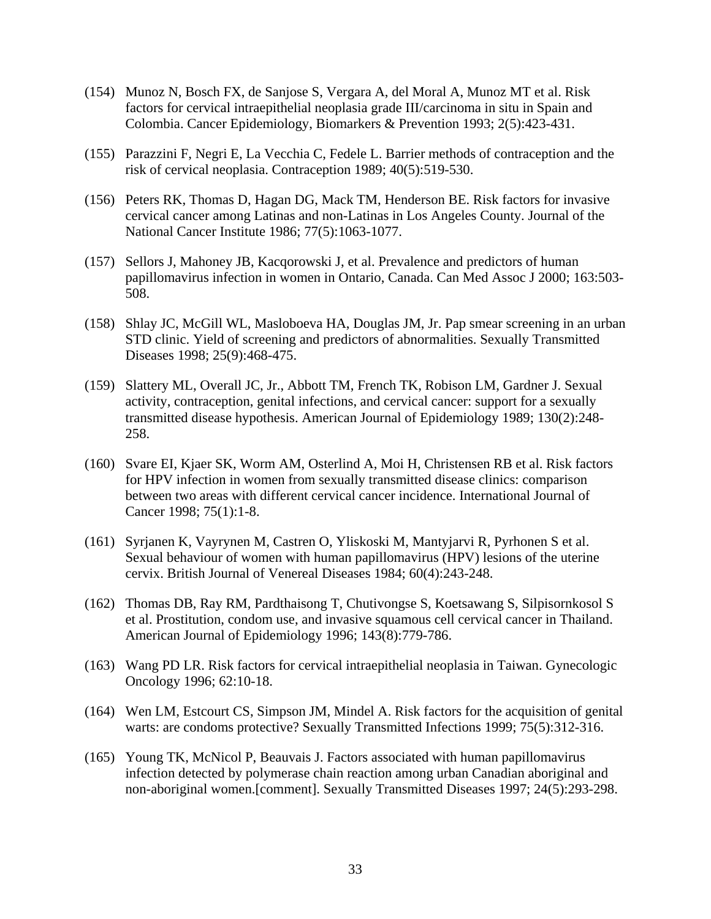(154) Munoz N, Bosch FX, de Sanjose S, Vergara A, del Moral A, Munoz MT et al. Risk factors for cervical intraepithelial neoplasia grade III/carcinoma in situ in Spain and Colombia. Cancer Epidemiology, Biomarkers & Prevention 1993; 2(5):423-431.

(155) Parazzini F, Negri E, La Vecchia C, Fedele L. Barrier methods of contraception and the risk of cervical neoplasia. Contraception 1989; 40(5):519-530.

(156) Peters RK, Thomas D, Hagan DG, Mack TM, Henderson BE. Risk factors for invasive cervical cancer among Latinas and non-Latinas in Los Angeles County. Journal of the National Cancer Institute 1986; 77(5):1063-1077.

(157) Sellors J, Mahoney JB, Kacqorowski J, et al. Prevalence and predictors of human papillomavirus infection in women in Ontario, Canada. Can Med Assoc J 2000; 163:503-508.

(158) Shlay JC, McGill WL, Masloboeva HA, Douglas JM, Jr. Pap smear screening in an urban STD clinic. Yield of screening and predictors of abnormalities. Sexually Transmitted Diseases 1998; 25(9):468-475.

(159) Slattery ML, Overall JC, Jr., Abbott TM, French TK, Robison LM, Gardner J. Sexual activity, contraception, genital infections, and cervical cancer: support for a sexually transmitted disease hypothesis. American Journal of Epidemiology 1989; 130(2):248-258.

(160) Svare EI, Kjaer SK, Worm AM, Osterlind A, Moi H, Christensen RB et al. Risk factors for HPV infection in women from sexually transmitted disease clinics: comparison between two areas with different cervical cancer incidence. International Journal of Cancer 1998; 75(1):1-8.

(161) Syrjanen K, Vayrynen M, Castren O, Yliskoski M, Mantyjarvi R, Pyrhonen S et al. Sexual behaviour of women with human papillomavirus (HPV) lesions of the uterine cervix. British Journal of Venereal Diseases 1984; 60(4):243-248.

(162) Thomas DB, Ray RM, Pardthaisong T, Chutivongse S, Koetsawang S, Silpisornkosol S et al. Prostitution, condom use, and invasive squamous cell cervical cancer in Thailand. American Journal of Epidemiology 1996; 143(8):779-786.

(163) Wang PD LR. Risk factors for cervical intraepithelial neoplasia in Taiwan. Gynecologic Oncology 1996; 62:10-18.

(164) Wen LM, Estcourt CS, Simpson JM, Mindel A. Risk factors for the acquisition of genital warts: are condoms protective? Sexually Transmitted Infections 1999; 75(5):312-316.

(165) Young TK, McNicol P, Beauvais J. Factors associated with human papillomavirus infection detected by polymerase chain reaction among urban Canadian aboriginal and non-aboriginal women.[comment]. Sexually Transmitted Diseases 1997; 24(5):293-298.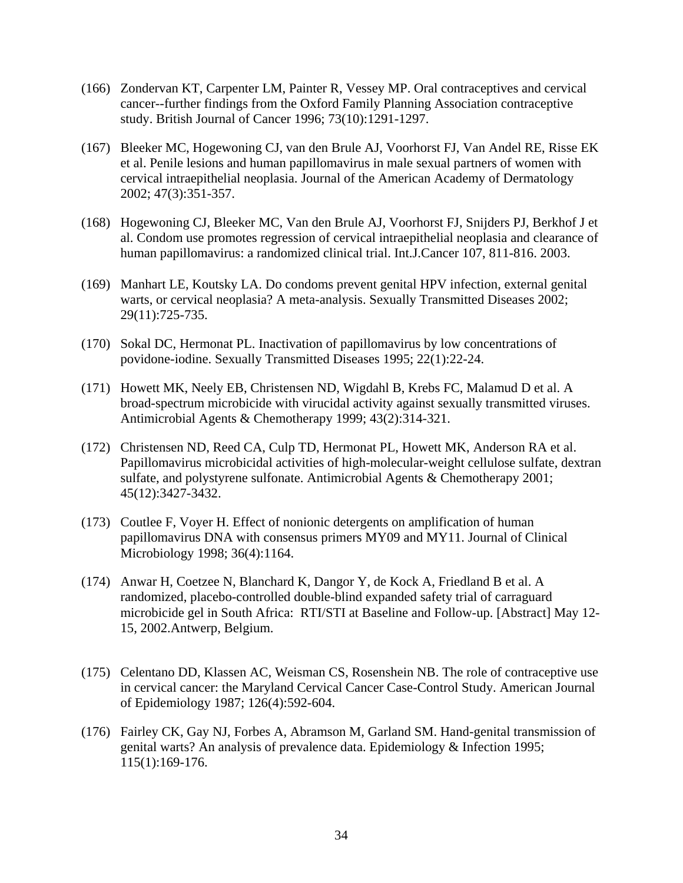(166) Zondervan KT, Carpenter LM, Painter R, Vessey MP. Oral contraceptives and cervical cancer--further findings from the Oxford Family Planning Association contraceptive study. British Journal of Cancer 1996; 73(10):1291-1297.

(167) Bleeker MC, Hogewoning CJ, van den Brule AJ, Voorhorst FJ, Van Andel RE, Risse EK et al. Penile lesions and human papillomavirus in male sexual partners of women with cervical intraepithelial neoplasia. Journal of the American Academy of Dermatology 2002; 47(3):351-357.

(168) Hogewoning CJ, Bleeker MC, Van den Brule AJ, Voorhorst FJ, Snijders PJ, Berkhof J et al. Condom use promotes regression of cervical intraepithelial neoplasia and clearance of human papillomavirus: a randomized clinical trial. Int.J.Cancer 107, 811-816. 2003.

(169) Manhart LE, Koutsky LA. Do condoms prevent genital HPV infection, external genital warts, or cervical neoplasia? A meta-analysis. Sexually Transmitted Diseases 2002; 29(11):725-735.

(170) Sokal DC, Hermonat PL. Inactivation of papillomavirus by low concentrations of povidone-iodine. Sexually Transmitted Diseases 1995; 22(1):22-24.

(171) Howett MK, Neely EB, Christensen ND, Wigdahl B, Krebs FC, Malamud D et al. A broad-spectrum microbicide with virucidal activity against sexually transmitted viruses. Antimicrobial Agents & Chemotherapy 1999; 43(2):314-321.

(172) Christensen ND, Reed CA, Culp TD, Hermonat PL, Howett MK, Anderson RA et al. Papillomavirus microbicidal activities of high-molecular-weight cellulose sulfate, dextran sulfate, and polystyrene sulfonate. Antimicrobial Agents & Chemotherapy 2001; 45(12):3427-3432.

(173) Coutlee F, Voyer H. Effect of nonionic detergents on amplification of human papillomavirus DNA with consensus primers MY09 and MY11. Journal of Clinical Microbiology 1998; 36(4):1164.

(174) Anwar H, Coetzee N, Blanchard K, Dangor Y, de Kock A, Friedland B et al. A randomized, placebo-controlled double-blind expanded safety trial of carraguard microbicide gel in South Africa: RTI/STI at Baseline and Follow-up. [Abstract] May 12-15, 2002.Antwerp, Belgium.

(175) Celentano DD, Klassen AC, Weisman CS, Rosenshein NB. The role of contraceptive use in cervical cancer: the Maryland Cervical Cancer Case-Control Study. American Journal of Epidemiology 1987; 126(4):592-604.

(176) Fairley CK, Gay NJ, Forbes A, Abramson M, Garland SM. Hand-genital transmission of genital warts? An analysis of prevalence data. Epidemiology & Infection 1995; 115(1):169-176.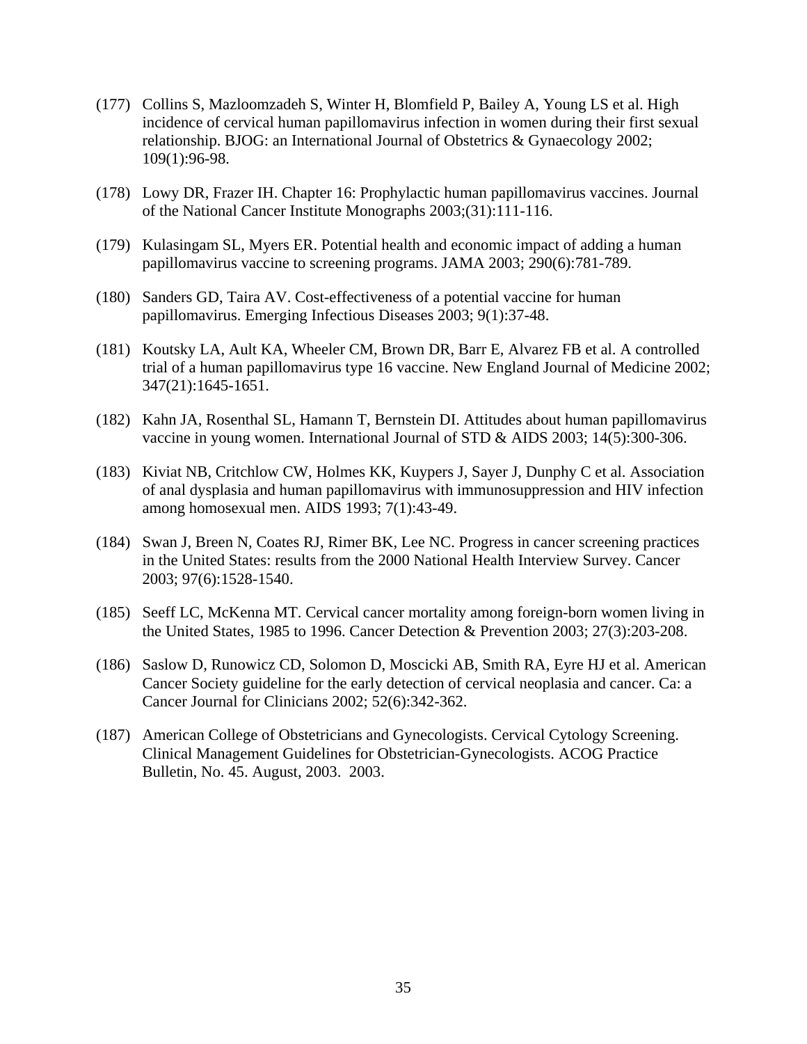(177) Collins S, Mazloomzadeh S, Winter H, Blomfield P, Bailey A, Young LS et al. High incidence of cervical human papillomavirus infection in women during their first sexual relationship. BJOG: an International Journal of Obstetrics & Gynaecology 2002; 109(1):96-98.

(178) Lowy DR, Frazer IH. Chapter 16: Prophylactic human papillomavirus vaccines. Journal of the National Cancer Institute Monographs 2003;(31):111-116.

(179) Kulasingam SL, Myers ER. Potential health and economic impact of adding a human papillomavirus vaccine to screening programs. JAMA 2003; 290(6):781-789.

(180) Sanders GD, Taira AV. Cost-effectiveness of a potential vaccine for human papillomavirus. Emerging Infectious Diseases 2003; 9(1):37-48.

(181) Koutsky LA, Ault KA, Wheeler CM, Brown DR, Barr E, Alvarez FB et al. A controlled trial of a human papillomavirus type 16 vaccine. New England Journal of Medicine 2002; 347(21):1645-1651.

(182) Kahn JA, Rosenthal SL, Hamann T, Bernstein DI. Attitudes about human papillomavirus vaccine in young women. International Journal of STD & AIDS 2003; 14(5):300-306.

(183) Kiviat NB, Critchlow CW, Holmes KK, Kuypers J, Sayer J, Dunphy C et al. Association of anal dysplasia and human papillomavirus with immunosuppression and HIV infection among homosexual men. AIDS 1993; 7(1):43-49.

(184) Swan J, Breen N, Coates RJ, Rimer BK, Lee NC. Progress in cancer screening practices in the United States: results from the 2000 National Health Interview Survey. Cancer 2003; 97(6):1528-1540.

(185) Seeff LC, McKenna MT. Cervical cancer mortality among foreign-born women living in the United States, 1985 to 1996. Cancer Detection & Prevention 2003; 27(3):203-208.

(186) Saslow D, Runowicz CD, Solomon D, Moscicki AB, Smith RA, Eyre HJ et al. American Cancer Society guideline for the early detection of cervical neoplasia and cancer. Ca: a Cancer Journal for Clinicians 2002; 52(6):342-362.

(187) American College of Obstetricians and Gynecologists. Cervical Cytology Screening. Clinical Management Guidelines for Obstetrician-Gynecologists. ACOG Practice Bulletin, No. 45. August, 2003. 2003.